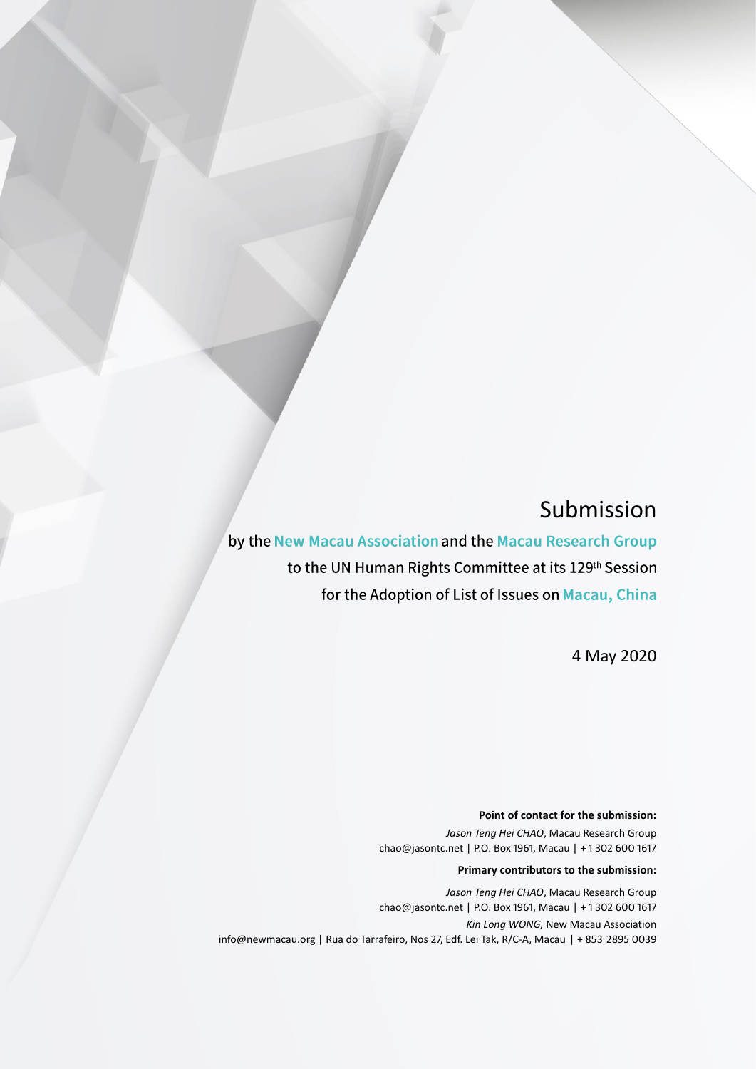# Submission

by the **New Macau Association** and the **Macau Research Group**
to the UN Human Rights Committee at its 129th Session
for the Adoption of List of Issues on **Macau, China**

4 May 2020

**Point of contact for the submission:**

*Jason Teng Hei CHAO*, Macau Research Group
chao@jasontc.net | P.O. Box 1961, Macau | + 1 302 600 1617

**Primary contributors to the submission:**

*Jason Teng Hei CHAO*, Macau Research Group
chao@jasontc.net | P.O. Box 1961, Macau | + 1 302 600 1617

*Kin Long WONG,* New Macau Association
info@newmacau.org | Rua do Tarrafeiro, Nos 27, Edf. Lei Tak, R/C-A, Macau | + 853 2895 0039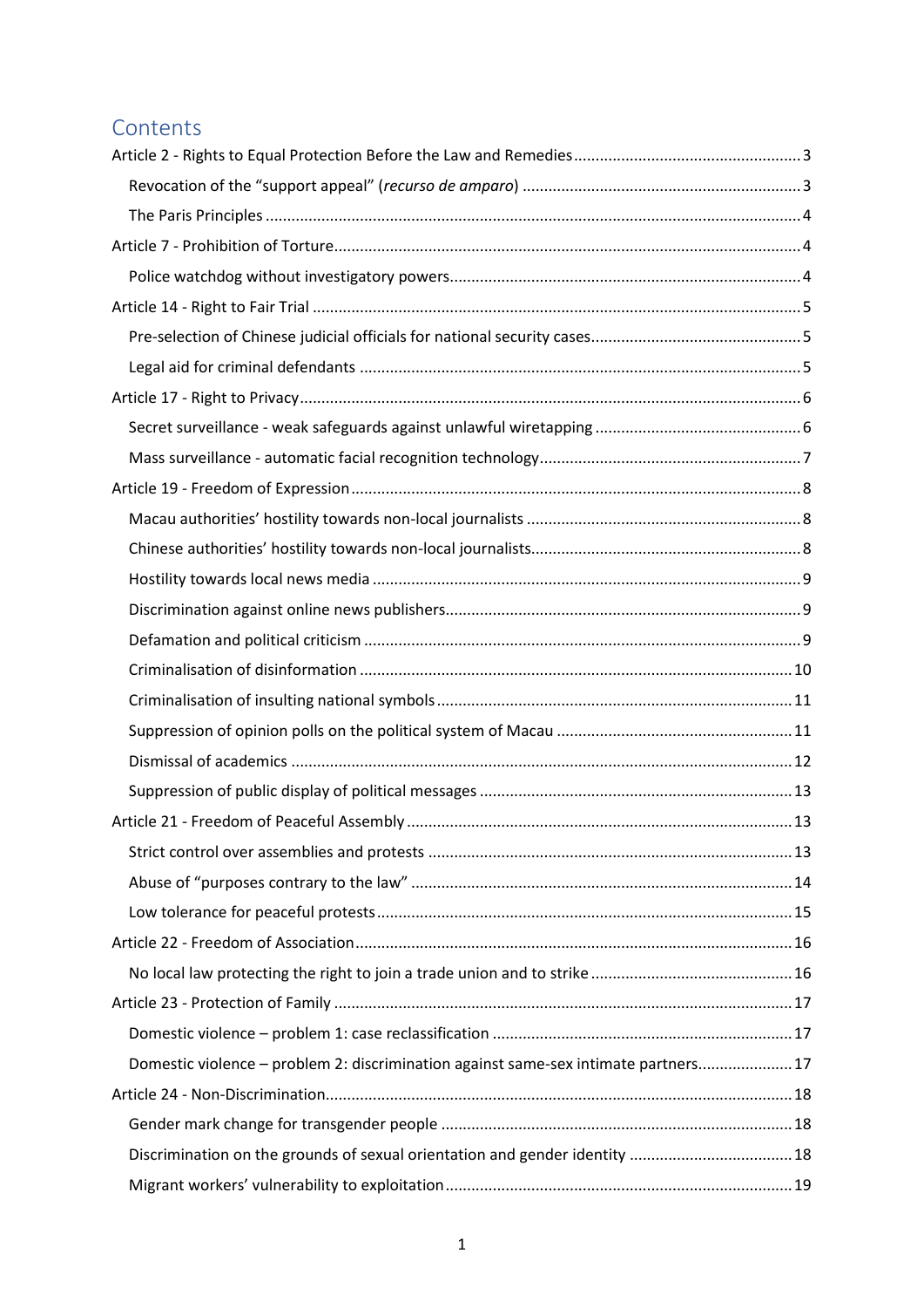## Contents

- Article 2 - Rights to Equal Protection Before the Law and Remedies ..... 3
  - Revocation of the "support appeal" (*recurso de amparo*) ..... 3
  - The Paris Principles ..... 4
- Article 7 - Prohibition of Torture ..... 4
  - Police watchdog without investigatory powers ..... 4
- Article 14 - Right to Fair Trial ..... 5
  - Pre-selection of Chinese judicial officials for national security cases ..... 5
  - Legal aid for criminal defendants ..... 5
- Article 17 - Right to Privacy ..... 6
  - Secret surveillance - weak safeguards against unlawful wiretapping ..... 6
  - Mass surveillance - automatic facial recognition technology ..... 7
- Article 19 - Freedom of Expression ..... 8
  - Macau authorities' hostility towards non-local journalists ..... 8
  - Chinese authorities' hostility towards non-local journalists ..... 8
  - Hostility towards local news media ..... 9
  - Discrimination against online news publishers ..... 9
  - Defamation and political criticism ..... 9
  - Criminalisation of disinformation ..... 10
  - Criminalisation of insulting national symbols ..... 11
  - Suppression of opinion polls on the political system of Macau ..... 11
  - Dismissal of academics ..... 12
  - Suppression of public display of political messages ..... 13
- Article 21 - Freedom of Peaceful Assembly ..... 13
  - Strict control over assemblies and protests ..... 13
  - Abuse of "purposes contrary to the law" ..... 14
  - Low tolerance for peaceful protests ..... 15
- Article 22 - Freedom of Association ..... 16
  - No local law protecting the right to join a trade union and to strike ..... 16
- Article 23 - Protection of Family ..... 17
  - Domestic violence – problem 1: case reclassification ..... 17
  - Domestic violence – problem 2: discrimination against same-sex intimate partners ..... 17
- Article 24 - Non-Discrimination ..... 18
  - Gender mark change for transgender people ..... 18
  - Discrimination on the grounds of sexual orientation and gender identity ..... 18
  - Migrant workers' vulnerability to exploitation ..... 19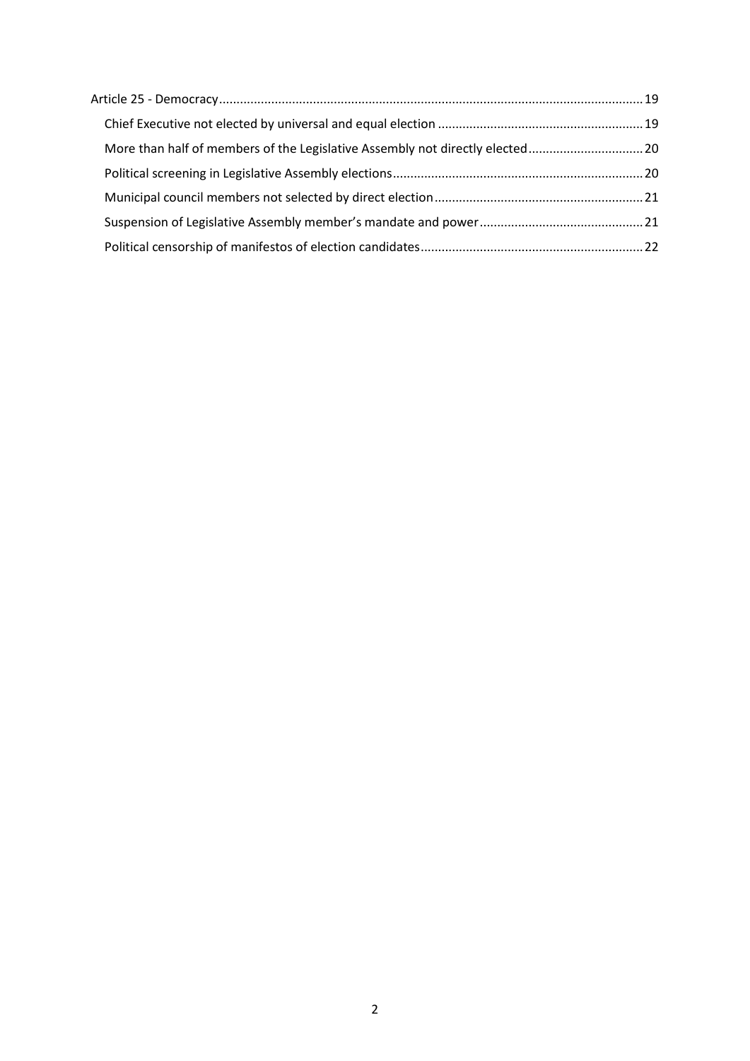Article 25 - Democracy ........ 19

- Chief Executive not elected by universal and equal election ........ 19
- More than half of members of the Legislative Assembly not directly elected ........ 20
- Political screening in Legislative Assembly elections ........ 20
- Municipal council members not selected by direct election ........ 21
- Suspension of Legislative Assembly member's mandate and power ........ 21
- Political censorship of manifestos of election candidates ........ 22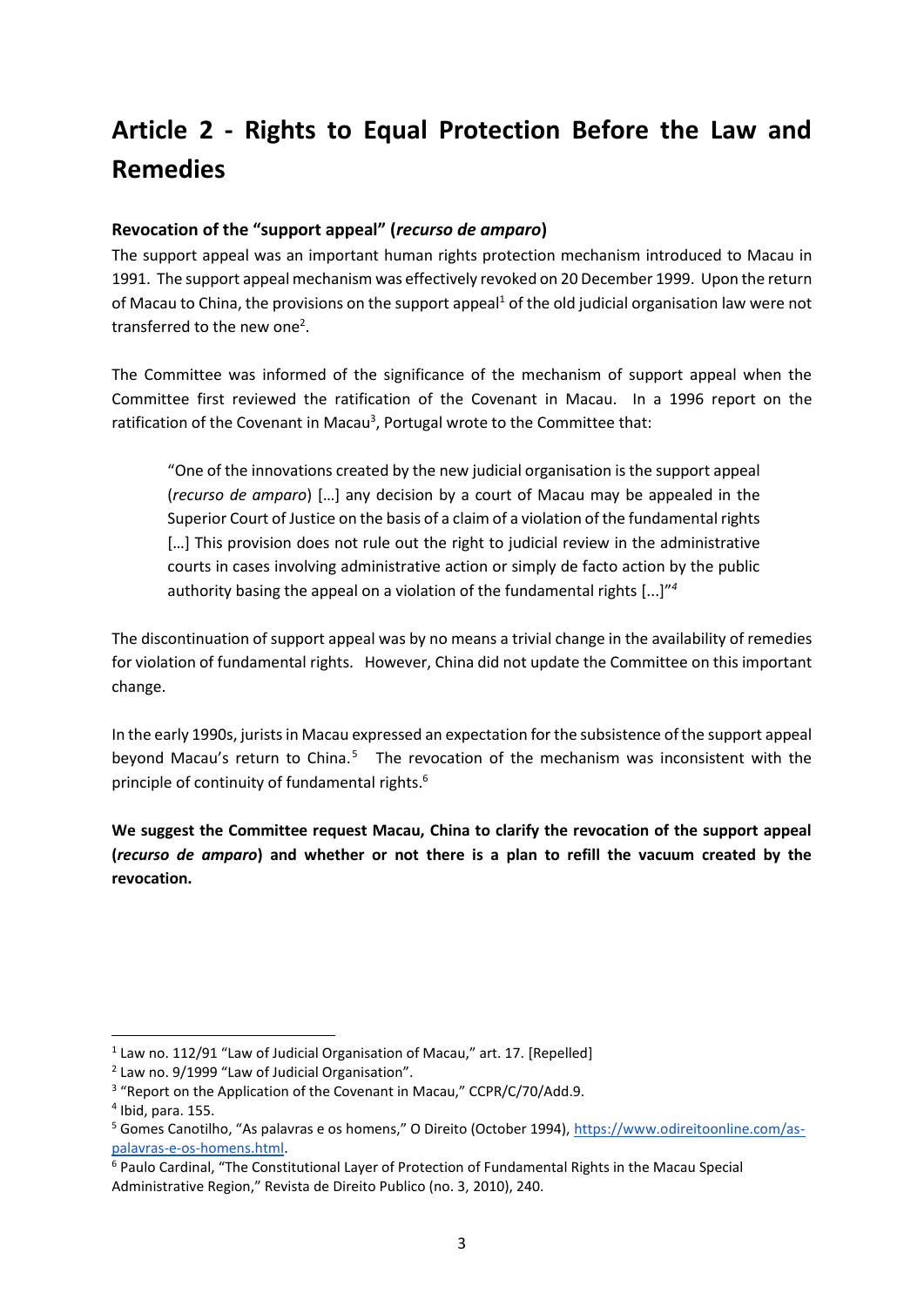# Article 2 - Rights to Equal Protection Before the Law and Remedies

### Revocation of the "support appeal" (*recurso de amparo*)

The support appeal was an important human rights protection mechanism introduced to Macau in 1991. The support appeal mechanism was effectively revoked on 20 December 1999. Upon the return of Macau to China, the provisions on the support appeal[1] of the old judicial organisation law were not transferred to the new one[2].

The Committee was informed of the significance of the mechanism of support appeal when the Committee first reviewed the ratification of the Covenant in Macau. In a 1996 report on the ratification of the Covenant in Macau[3], Portugal wrote to the Committee that:

> "One of the innovations created by the new judicial organisation is the support appeal (*recurso de amparo*) [...] any decision by a court of Macau may be appealed in the Superior Court of Justice on the basis of a claim of a violation of the fundamental rights [...] This provision does not rule out the right to judicial review in the administrative courts in cases involving administrative action or simply de facto action by the public authority basing the appeal on a violation of the fundamental rights [...]"[4]

The discontinuation of support appeal was by no means a trivial change in the availability of remedies for violation of fundamental rights. However, China did not update the Committee on this important change.

In the early 1990s, jurists in Macau expressed an expectation for the subsistence of the support appeal beyond Macau's return to China.[5] The revocation of the mechanism was inconsistent with the principle of continuity of fundamental rights.[6]

**We suggest the Committee request Macau, China to clarify the revocation of the support appeal (*recurso de amparo*) and whether or not there is a plan to refill the vacuum created by the revocation.**

---

[1] Law no. 112/91 "Law of Judicial Organisation of Macau," art. 17. [Repelled]

[2] Law no. 9/1999 "Law of Judicial Organisation".

[3] "Report on the Application of the Covenant in Macau," CCPR/C/70/Add.9.

[4] Ibid, para. 155.

[5] Gomes Canotilho, "As palavras e os homens," O Direito (October 1994), https://www.odireitoonline.com/as-palavras-e-os-homens.html.

[6] Paulo Cardinal, "The Constitutional Layer of Protection of Fundamental Rights in the Macau Special Administrative Region," Revista de Direito Publico (no. 3, 2010), 240.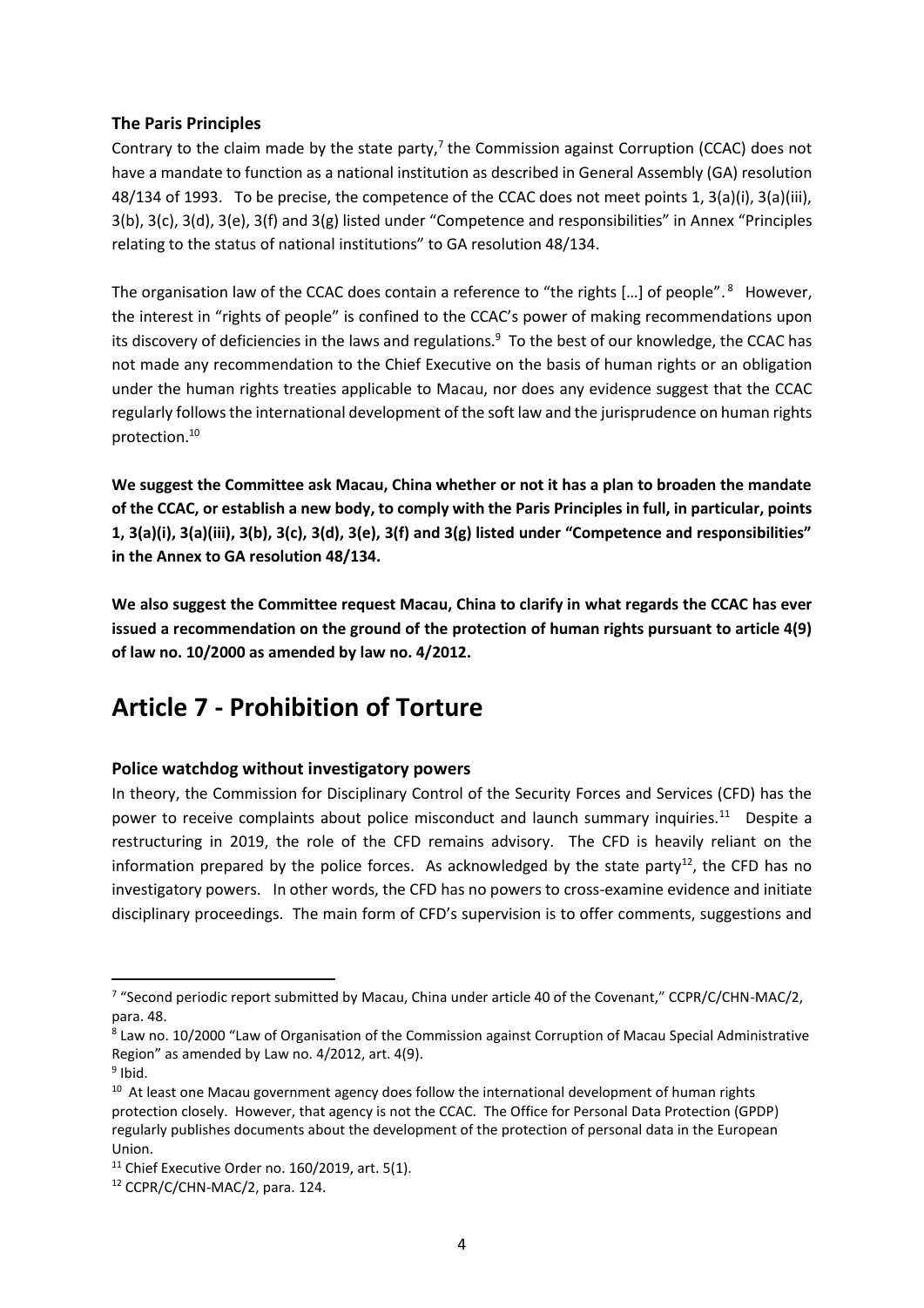### The Paris Principles

Contrary to the claim made by the state party,[7] the Commission against Corruption (CCAC) does not have a mandate to function as a national institution as described in General Assembly (GA) resolution 48/134 of 1993. To be precise, the competence of the CCAC does not meet points 1, 3(a)(i), 3(a)(iii), 3(b), 3(c), 3(d), 3(e), 3(f) and 3(g) listed under "Competence and responsibilities" in Annex "Principles relating to the status of national institutions" to GA resolution 48/134.

The organisation law of the CCAC does contain a reference to "the rights […] of people".[8] However, the interest in "rights of people" is confined to the CCAC's power of making recommendations upon its discovery of deficiencies in the laws and regulations.[9] To the best of our knowledge, the CCAC has not made any recommendation to the Chief Executive on the basis of human rights or an obligation under the human rights treaties applicable to Macau, nor does any evidence suggest that the CCAC regularly follows the international development of the soft law and the jurisprudence on human rights protection.[10]

**We suggest the Committee ask Macau, China whether or not it has a plan to broaden the mandate of the CCAC, or establish a new body, to comply with the Paris Principles in full, in particular, points 1, 3(a)(i), 3(a)(iii), 3(b), 3(c), 3(d), 3(e), 3(f) and 3(g) listed under "Competence and responsibilities" in the Annex to GA resolution 48/134.**

**We also suggest the Committee request Macau, China to clarify in what regards the CCAC has ever issued a recommendation on the ground of the protection of human rights pursuant to article 4(9) of law no. 10/2000 as amended by law no. 4/2012.**

# Article 7 - Prohibition of Torture

### Police watchdog without investigatory powers

In theory, the Commission for Disciplinary Control of the Security Forces and Services (CFD) has the power to receive complaints about police misconduct and launch summary inquiries.[11] Despite a restructuring in 2019, the role of the CFD remains advisory. The CFD is heavily reliant on the information prepared by the police forces. As acknowledged by the state party[12], the CFD has no investigatory powers. In other words, the CFD has no powers to cross-examine evidence and initiate disciplinary proceedings. The main form of CFD's supervision is to offer comments, suggestions and

---

[7] "Second periodic report submitted by Macau, China under article 40 of the Covenant," CCPR/C/CHN-MAC/2, para. 48.

[8] Law no. 10/2000 "Law of Organisation of the Commission against Corruption of Macau Special Administrative Region" as amended by Law no. 4/2012, art. 4(9).

[9] Ibid.

[10] At least one Macau government agency does follow the international development of human rights protection closely. However, that agency is not the CCAC. The Office for Personal Data Protection (GPDP) regularly publishes documents about the development of the protection of personal data in the European Union.

[11] Chief Executive Order no. 160/2019, art. 5(1).

[12] CCPR/C/CHN-MAC/2, para. 124.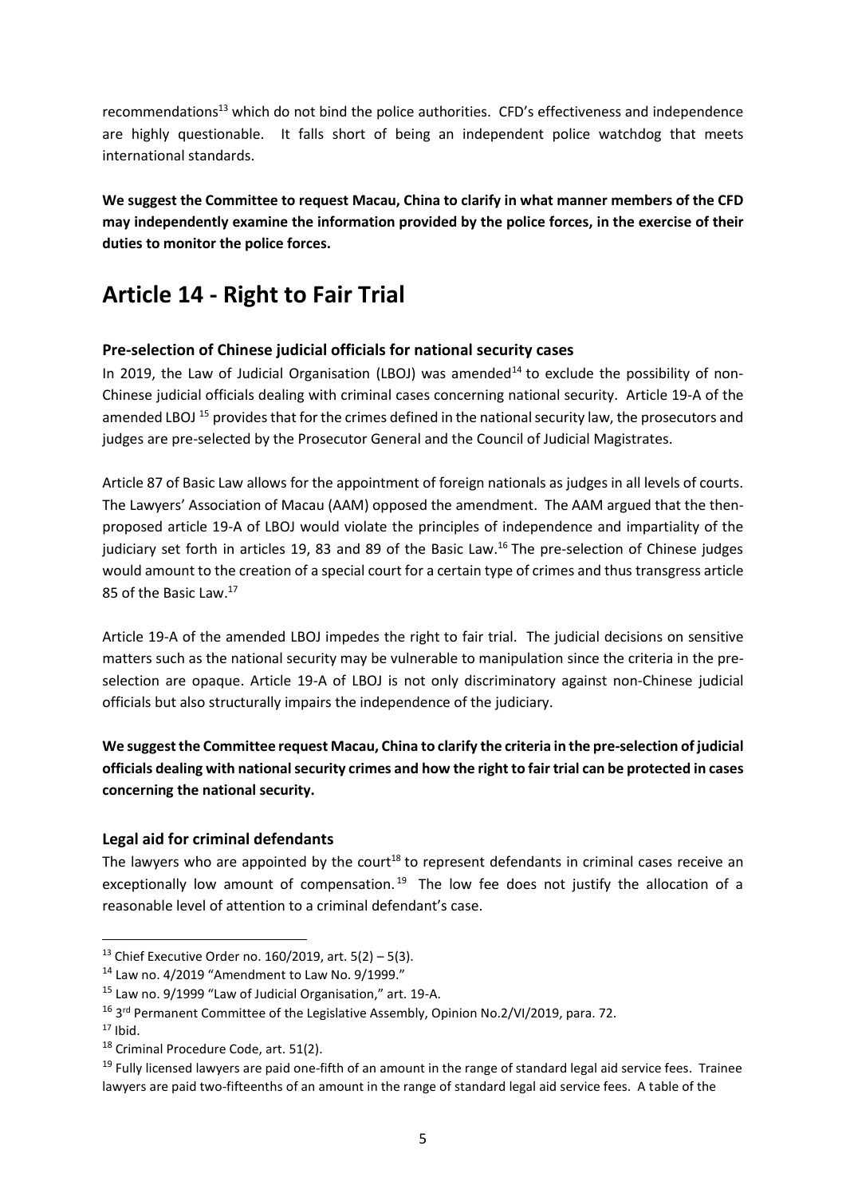recommendations[13] which do not bind the police authorities. CFD's effectiveness and independence are highly questionable. It falls short of being an independent police watchdog that meets international standards.

**We suggest the Committee to request Macau, China to clarify in what manner members of the CFD may independently examine the information provided by the police forces, in the exercise of their duties to monitor the police forces.**

# Article 14 - Right to Fair Trial

### Pre-selection of Chinese judicial officials for national security cases

In 2019, the Law of Judicial Organisation (LBOJ) was amended[14] to exclude the possibility of non-Chinese judicial officials dealing with criminal cases concerning national security. Article 19-A of the amended LBOJ [15] provides that for the crimes defined in the national security law, the prosecutors and judges are pre-selected by the Prosecutor General and the Council of Judicial Magistrates.

Article 87 of Basic Law allows for the appointment of foreign nationals as judges in all levels of courts. The Lawyers' Association of Macau (AAM) opposed the amendment. The AAM argued that the then-proposed article 19-A of LBOJ would violate the principles of independence and impartiality of the judiciary set forth in articles 19, 83 and 89 of the Basic Law.[16] The pre-selection of Chinese judges would amount to the creation of a special court for a certain type of crimes and thus transgress article 85 of the Basic Law.[17]

Article 19-A of the amended LBOJ impedes the right to fair trial. The judicial decisions on sensitive matters such as the national security may be vulnerable to manipulation since the criteria in the pre-selection are opaque. Article 19-A of LBOJ is not only discriminatory against non-Chinese judicial officials but also structurally impairs the independence of the judiciary.

**We suggest the Committee request Macau, China to clarify the criteria in the pre-selection of judicial officials dealing with national security crimes and how the right to fair trial can be protected in cases concerning the national security.**

### Legal aid for criminal defendants

The lawyers who are appointed by the court[18] to represent defendants in criminal cases receive an exceptionally low amount of compensation.[19] The low fee does not justify the allocation of a reasonable level of attention to a criminal defendant's case.

---

[13] Chief Executive Order no. 160/2019, art. 5(2) – 5(3).

[14] Law no. 4/2019 "Amendment to Law No. 9/1999."

[15] Law no. 9/1999 "Law of Judicial Organisation," art. 19-A.

[16] 3rd Permanent Committee of the Legislative Assembly, Opinion No.2/VI/2019, para. 72.

[17] Ibid.

[18] Criminal Procedure Code, art. 51(2).

[19] Fully licensed lawyers are paid one-fifth of an amount in the range of standard legal aid service fees. Trainee lawyers are paid two-fifteenths of an amount in the range of standard legal aid service fees. A table of the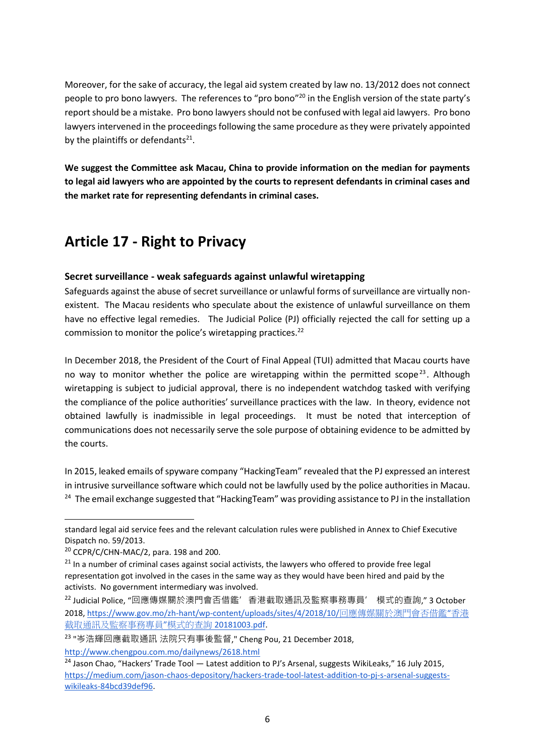Moreover, for the sake of accuracy, the legal aid system created by law no. 13/2012 does not connect people to pro bono lawyers. The references to "pro bono"[20] in the English version of the state party's report should be a mistake. Pro bono lawyers should not be confused with legal aid lawyers. Pro bono lawyers intervened in the proceedings following the same procedure as they were privately appointed by the plaintiffs or defendants[21].

**We suggest the Committee ask Macau, China to provide information on the median for payments to legal aid lawyers who are appointed by the courts to represent defendants in criminal cases and the market rate for representing defendants in criminal cases.**

# Article 17 - Right to Privacy

### Secret surveillance - weak safeguards against unlawful wiretapping

Safeguards against the abuse of secret surveillance or unlawful forms of surveillance are virtually non-existent. The Macau residents who speculate about the existence of unlawful surveillance on them have no effective legal remedies. The Judicial Police (PJ) officially rejected the call for setting up a commission to monitor the police's wiretapping practices.[22]

In December 2018, the President of the Court of Final Appeal (TUI) admitted that Macau courts have no way to monitor whether the police are wiretapping within the permitted scope[23]. Although wiretapping is subject to judicial approval, there is no independent watchdog tasked with verifying the compliance of the police authorities' surveillance practices with the law. In theory, evidence not obtained lawfully is inadmissible in legal proceedings. It must be noted that interception of communications does not necessarily serve the sole purpose of obtaining evidence to be admitted by the courts.

In 2015, leaked emails of spyware company "HackingTeam" revealed that the PJ expressed an interest in intrusive surveillance software which could not be lawfully used by the police authorities in Macau.[24] The email exchange suggested that "HackingTeam" was providing assistance to PJ in the installation

---

standard legal aid service fees and the relevant calculation rules were published in Annex to Chief Executive Dispatch no. 59/2013.

[20] CCPR/C/CHN-MAC/2, para. 198 and 200.

[21] In a number of criminal cases against social activists, the lawyers who offered to provide free legal representation got involved in the cases in the same way as they would have been hired and paid by the activists. No government intermediary was involved.

[22] Judicial Police, "回應傳媒關於澳門會否借鑑'香港截取通訊及監察事務專員'模式的查詢," 3 October 2018, https://www.gov.mo/zh-hant/wp-content/uploads/sites/4/2018/10/回應傳媒關於澳門會否借鑑"香港截取通訊及監察事務專員"模式的查詢 20181003.pdf.

[23] "岑浩輝回應截取通訊 法院只有事後監督," Cheng Pou, 21 December 2018, http://www.chengpou.com.mo/dailynews/2618.html

[24] Jason Chao, "Hackers' Trade Tool — Latest addition to PJ's Arsenal, suggests WikiLeaks," 16 July 2015, https://medium.com/jason-chaos-depository/hackers-trade-tool-latest-addition-to-pj-s-arsenal-suggests-wikileaks-84bcd39def96.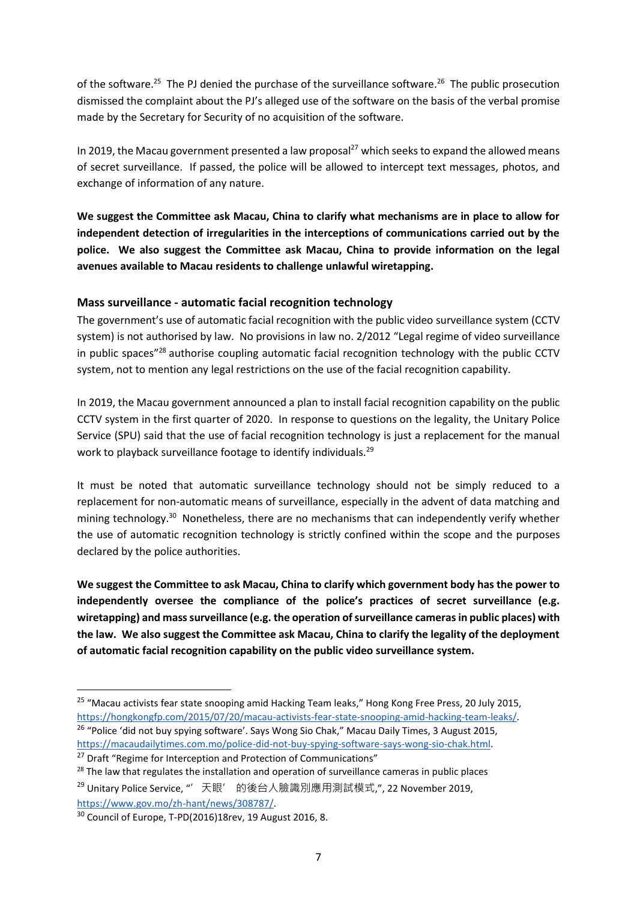of the software.[25] The PJ denied the purchase of the surveillance software.[26] The public prosecution dismissed the complaint about the PJ's alleged use of the software on the basis of the verbal promise made by the Secretary for Security of no acquisition of the software.

In 2019, the Macau government presented a law proposal[27] which seeks to expand the allowed means of secret surveillance. If passed, the police will be allowed to intercept text messages, photos, and exchange of information of any nature.

**We suggest the Committee ask Macau, China to clarify what mechanisms are in place to allow for independent detection of irregularities in the interceptions of communications carried out by the police. We also suggest the Committee ask Macau, China to provide information on the legal avenues available to Macau residents to challenge unlawful wiretapping.**

### Mass surveillance - automatic facial recognition technology

The government's use of automatic facial recognition with the public video surveillance system (CCTV system) is not authorised by law. No provisions in law no. 2/2012 "Legal regime of video surveillance in public spaces"[28] authorise coupling automatic facial recognition technology with the public CCTV system, not to mention any legal restrictions on the use of the facial recognition capability.

In 2019, the Macau government announced a plan to install facial recognition capability on the public CCTV system in the first quarter of 2020. In response to questions on the legality, the Unitary Police Service (SPU) said that the use of facial recognition technology is just a replacement for the manual work to playback surveillance footage to identify individuals.[29]

It must be noted that automatic surveillance technology should not be simply reduced to a replacement for non-automatic means of surveillance, especially in the advent of data matching and mining technology.[30] Nonetheless, there are no mechanisms that can independently verify whether the use of automatic recognition technology is strictly confined within the scope and the purposes declared by the police authorities.

**We suggest the Committee to ask Macau, China to clarify which government body has the power to independently oversee the compliance of the police's practices of secret surveillance (e.g. wiretapping) and mass surveillance (e.g. the operation of surveillance cameras in public places) with the law. We also suggest the Committee ask Macau, China to clarify the legality of the deployment of automatic facial recognition capability on the public video surveillance system.**

---

[25] "Macau activists fear state snooping amid Hacking Team leaks," Hong Kong Free Press, 20 July 2015, https://hongkongfp.com/2015/07/20/macau-activists-fear-state-snooping-amid-hacking-team-leaks/.

[26] "Police 'did not buy spying software'. Says Wong Sio Chak," Macau Daily Times, 3 August 2015, https://macaudailytimes.com.mo/police-did-not-buy-spying-software-says-wong-sio-chak.html.

[27] Draft "Regime for Interception and Protection of Communications"

[28] The law that regulates the installation and operation of surveillance cameras in public places

[29] Unitary Police Service, "'天眼' 的後台人臉識別應用測試模式,", 22 November 2019, https://www.gov.mo/zh-hant/news/308787/.

[30] Council of Europe, T-PD(2016)18rev, 19 August 2016, 8.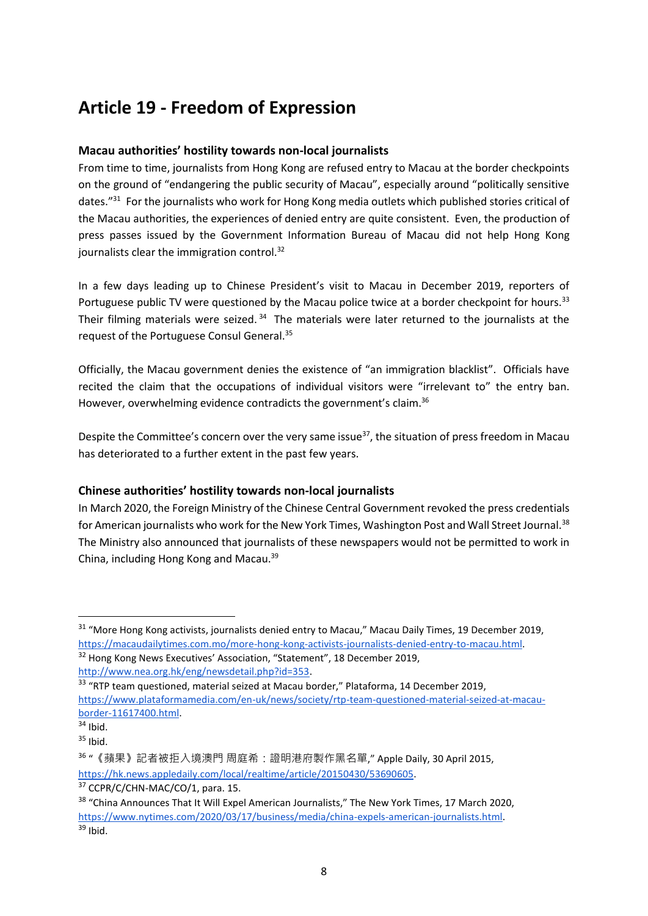## Article 19 - Freedom of Expression

### Macau authorities' hostility towards non-local journalists

From time to time, journalists from Hong Kong are refused entry to Macau at the border checkpoints on the ground of "endangering the public security of Macau", especially around "politically sensitive dates."[31] For the journalists who work for Hong Kong media outlets which published stories critical of the Macau authorities, the experiences of denied entry are quite consistent. Even, the production of press passes issued by the Government Information Bureau of Macau did not help Hong Kong journalists clear the immigration control.[32]

In a few days leading up to Chinese President's visit to Macau in December 2019, reporters of Portuguese public TV were questioned by the Macau police twice at a border checkpoint for hours.[33] Their filming materials were seized.[34] The materials were later returned to the journalists at the request of the Portuguese Consul General.[35]

Officially, the Macau government denies the existence of "an immigration blacklist". Officials have recited the claim that the occupations of individual visitors were "irrelevant to" the entry ban. However, overwhelming evidence contradicts the government's claim.[36]

Despite the Committee's concern over the very same issue[37], the situation of press freedom in Macau has deteriorated to a further extent in the past few years.

### Chinese authorities' hostility towards non-local journalists

In March 2020, the Foreign Ministry of the Chinese Central Government revoked the press credentials for American journalists who work for the New York Times, Washington Post and Wall Street Journal.[38] The Ministry also announced that journalists of these newspapers would not be permitted to work in China, including Hong Kong and Macau.[39]

---

[31] "More Hong Kong activists, journalists denied entry to Macau," Macau Daily Times, 19 December 2019, https://macaudailytimes.com.mo/more-hong-kong-activists-journalists-denied-entry-to-macau.html.

[32] Hong Kong News Executives' Association, "Statement", 18 December 2019, http://www.nea.org.hk/eng/newsdetail.php?id=353.

[33] "RTP team questioned, material seized at Macau border," Plataforma, 14 December 2019, https://www.plataformamedia.com/en-uk/news/society/rtp-team-questioned-material-seized-at-macau-border-11617400.html.

[34] Ibid.

[35] Ibid.

[36] "《蘋果》記者被拒入境澳門 周庭希：證明港府製作黑名單," Apple Daily, 30 April 2015, https://hk.news.appledaily.com/local/realtime/article/20150430/53690605.

[37] CCPR/C/CHN-MAC/CO/1, para. 15.

[38] "China Announces That It Will Expel American Journalists," The New York Times, 17 March 2020, https://www.nytimes.com/2020/03/17/business/media/china-expels-american-journalists.html.

[39] Ibid.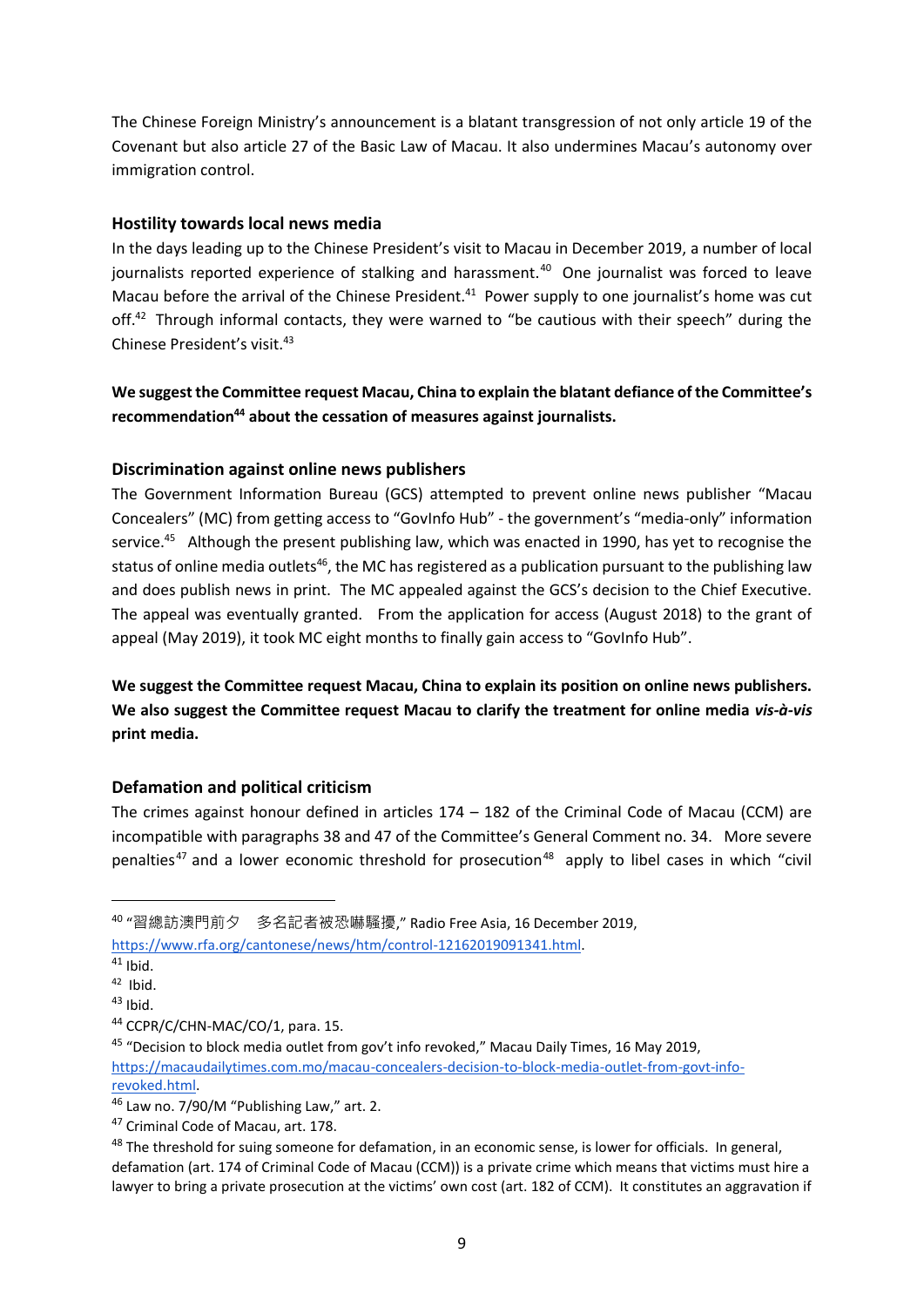The Chinese Foreign Ministry's announcement is a blatant transgression of not only article 19 of the Covenant but also article 27 of the Basic Law of Macau. It also undermines Macau's autonomy over immigration control.

### Hostility towards local news media

In the days leading up to the Chinese President's visit to Macau in December 2019, a number of local journalists reported experience of stalking and harassment.[40] One journalist was forced to leave Macau before the arrival of the Chinese President.[41] Power supply to one journalist's home was cut off.[42] Through informal contacts, they were warned to "be cautious with their speech" during the Chinese President's visit.[43]

**We suggest the Committee request Macau, China to explain the blatant defiance of the Committee's recommendation[44] about the cessation of measures against journalists.**

### Discrimination against online news publishers

The Government Information Bureau (GCS) attempted to prevent online news publisher "Macau Concealers" (MC) from getting access to "GovInfo Hub" - the government's "media-only" information service.[45] Although the present publishing law, which was enacted in 1990, has yet to recognise the status of online media outlets[46], the MC has registered as a publication pursuant to the publishing law and does publish news in print. The MC appealed against the GCS's decision to the Chief Executive. The appeal was eventually granted. From the application for access (August 2018) to the grant of appeal (May 2019), it took MC eight months to finally gain access to "GovInfo Hub".

**We suggest the Committee request Macau, China to explain its position on online news publishers. We also suggest the Committee request Macau to clarify the treatment for online media *vis-à-vis* print media.**

### Defamation and political criticism

The crimes against honour defined in articles 174 – 182 of the Criminal Code of Macau (CCM) are incompatible with paragraphs 38 and 47 of the Committee's General Comment no. 34. More severe penalties[47] and a lower economic threshold for prosecution[48] apply to libel cases in which "civil

---

[40] "習總訪澳門前夕　多名記者被恐嚇騷擾," Radio Free Asia, 16 December 2019, https://www.rfa.org/cantonese/news/htm/control-12162019091341.html.

[41] Ibid.

[42] Ibid.

[43] Ibid.

[44] CCPR/C/CHN-MAC/CO/1, para. 15.

[45] "Decision to block media outlet from gov't info revoked," Macau Daily Times, 16 May 2019, https://macaudailytimes.com.mo/macau-concealers-decision-to-block-media-outlet-from-govt-info-revoked.html.

[46] Law no. 7/90/M "Publishing Law," art. 2.

[47] Criminal Code of Macau, art. 178.

[48] The threshold for suing someone for defamation, in an economic sense, is lower for officials. In general, defamation (art. 174 of Criminal Code of Macau (CCM)) is a private crime which means that victims must hire a lawyer to bring a private prosecution at the victims' own cost (art. 182 of CCM). It constitutes an aggravation if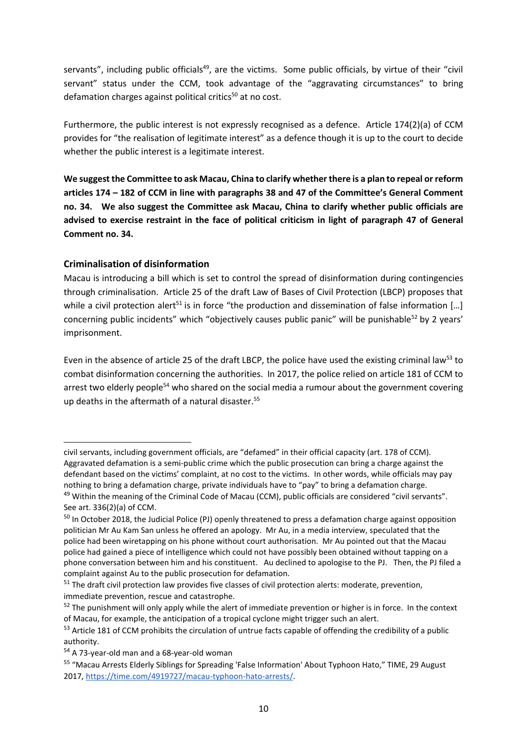servants", including public officials[49], are the victims. Some public officials, by virtue of their "civil servant" status under the CCM, took advantage of the "aggravating circumstances" to bring defamation charges against political critics[50] at no cost.

Furthermore, the public interest is not expressly recognised as a defence. Article 174(2)(a) of CCM provides for "the realisation of legitimate interest" as a defence though it is up to the court to decide whether the public interest is a legitimate interest.

**We suggest the Committee to ask Macau, China to clarify whether there is a plan to repeal or reform articles 174 – 182 of CCM in line with paragraphs 38 and 47 of the Committee's General Comment no. 34. We also suggest the Committee ask Macau, China to clarify whether public officials are advised to exercise restraint in the face of political criticism in light of paragraph 47 of General Comment no. 34.**

### Criminalisation of disinformation

Macau is introducing a bill which is set to control the spread of disinformation during contingencies through criminalisation. Article 25 of the draft Law of Bases of Civil Protection (LBCP) proposes that while a civil protection alert[51] is in force "the production and dissemination of false information […] concerning public incidents" which "objectively causes public panic" will be punishable[52] by 2 years' imprisonment.

Even in the absence of article 25 of the draft LBCP, the police have used the existing criminal law[53] to combat disinformation concerning the authorities. In 2017, the police relied on article 181 of CCM to arrest two elderly people[54] who shared on the social media a rumour about the government covering up deaths in the aftermath of a natural disaster.[55]

---

civil servants, including government officials, are "defamed" in their official capacity (art. 178 of CCM). Aggravated defamation is a semi-public crime which the public prosecution can bring a charge against the defendant based on the victims' complaint, at no cost to the victims. In other words, while officials may pay nothing to bring a defamation charge, private individuals have to "pay" to bring a defamation charge.

[49] Within the meaning of the Criminal Code of Macau (CCM), public officials are considered "civil servants". See art. 336(2)(a) of CCM.

[50] In October 2018, the Judicial Police (PJ) openly threatened to press a defamation charge against opposition politician Mr Au Kam San unless he offered an apology. Mr Au, in a media interview, speculated that the police had been wiretapping on his phone without court authorisation. Mr Au pointed out that the Macau police had gained a piece of intelligence which could not have possibly been obtained without tapping on a phone conversation between him and his constituent. Au declined to apologise to the PJ. Then, the PJ filed a complaint against Au to the public prosecution for defamation.

[51] The draft civil protection law provides five classes of civil protection alerts: moderate, prevention, immediate prevention, rescue and catastrophe.

[52] The punishment will only apply while the alert of immediate prevention or higher is in force. In the context of Macau, for example, the anticipation of a tropical cyclone might trigger such an alert.

[53] Article 181 of CCM prohibits the circulation of untrue facts capable of offending the credibility of a public authority.

[54] A 73-year-old man and a 68-year-old woman

[55] "Macau Arrests Elderly Siblings for Spreading 'False Information' About Typhoon Hato," TIME, 29 August 2017, https://time.com/4919727/macau-typhoon-hato-arrests/.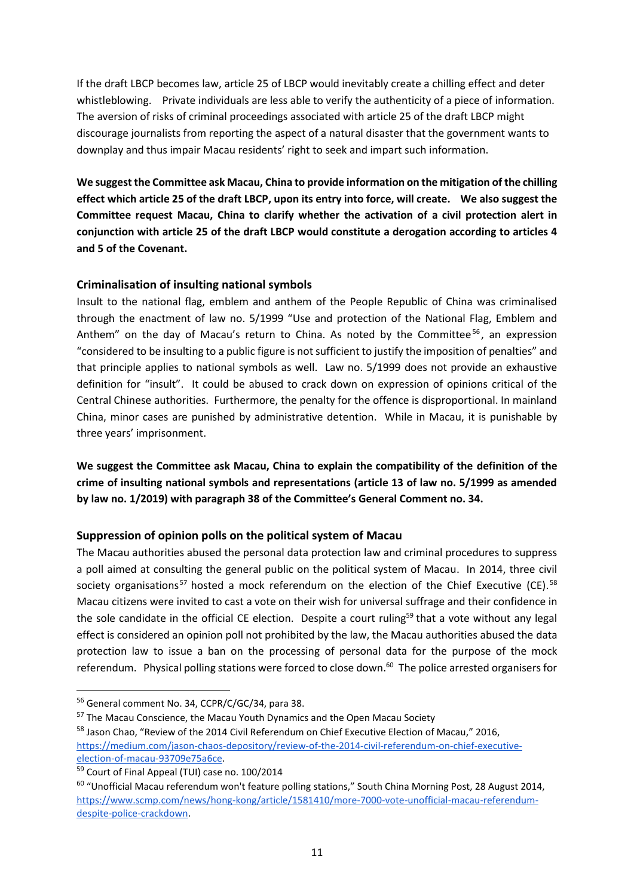If the draft LBCP becomes law, article 25 of LBCP would inevitably create a chilling effect and deter whistleblowing. Private individuals are less able to verify the authenticity of a piece of information. The aversion of risks of criminal proceedings associated with article 25 of the draft LBCP might discourage journalists from reporting the aspect of a natural disaster that the government wants to downplay and thus impair Macau residents' right to seek and impart such information.

**We suggest the Committee ask Macau, China to provide information on the mitigation of the chilling effect which article 25 of the draft LBCP, upon its entry into force, will create. We also suggest the Committee request Macau, China to clarify whether the activation of a civil protection alert in conjunction with article 25 of the draft LBCP would constitute a derogation according to articles 4 and 5 of the Covenant.**

### Criminalisation of insulting national symbols

Insult to the national flag, emblem and anthem of the People Republic of China was criminalised through the enactment of law no. 5/1999 "Use and protection of the National Flag, Emblem and Anthem" on the day of Macau's return to China. As noted by the Committee[56], an expression "considered to be insulting to a public figure is not sufficient to justify the imposition of penalties" and that principle applies to national symbols as well. Law no. 5/1999 does not provide an exhaustive definition for "insult". It could be abused to crack down on expression of opinions critical of the Central Chinese authorities. Furthermore, the penalty for the offence is disproportional. In mainland China, minor cases are punished by administrative detention. While in Macau, it is punishable by three years' imprisonment.

**We suggest the Committee ask Macau, China to explain the compatibility of the definition of the crime of insulting national symbols and representations (article 13 of law no. 5/1999 as amended by law no. 1/2019) with paragraph 38 of the Committee's General Comment no. 34.**

### Suppression of opinion polls on the political system of Macau

The Macau authorities abused the personal data protection law and criminal procedures to suppress a poll aimed at consulting the general public on the political system of Macau. In 2014, three civil society organisations[57] hosted a mock referendum on the election of the Chief Executive (CE).[58] Macau citizens were invited to cast a vote on their wish for universal suffrage and their confidence in the sole candidate in the official CE election. Despite a court ruling[59] that a vote without any legal effect is considered an opinion poll not prohibited by the law, the Macau authorities abused the data protection law to issue a ban on the processing of personal data for the purpose of the mock referendum. Physical polling stations were forced to close down.[60] The police arrested organisers for

---

[56] General comment No. 34, CCPR/C/GC/34, para 38.

[57] The Macau Conscience, the Macau Youth Dynamics and the Open Macau Society

[58] Jason Chao, "Review of the 2014 Civil Referendum on Chief Executive Election of Macau," 2016, https://medium.com/jason-chaos-depository/review-of-the-2014-civil-referendum-on-chief-executive-election-of-macau-93709e75a6ce.

[59] Court of Final Appeal (TUI) case no. 100/2014

[60] "Unofficial Macau referendum won't feature polling stations," South China Morning Post, 28 August 2014, https://www.scmp.com/news/hong-kong/article/1581410/more-7000-vote-unofficial-macau-referendum-despite-police-crackdown.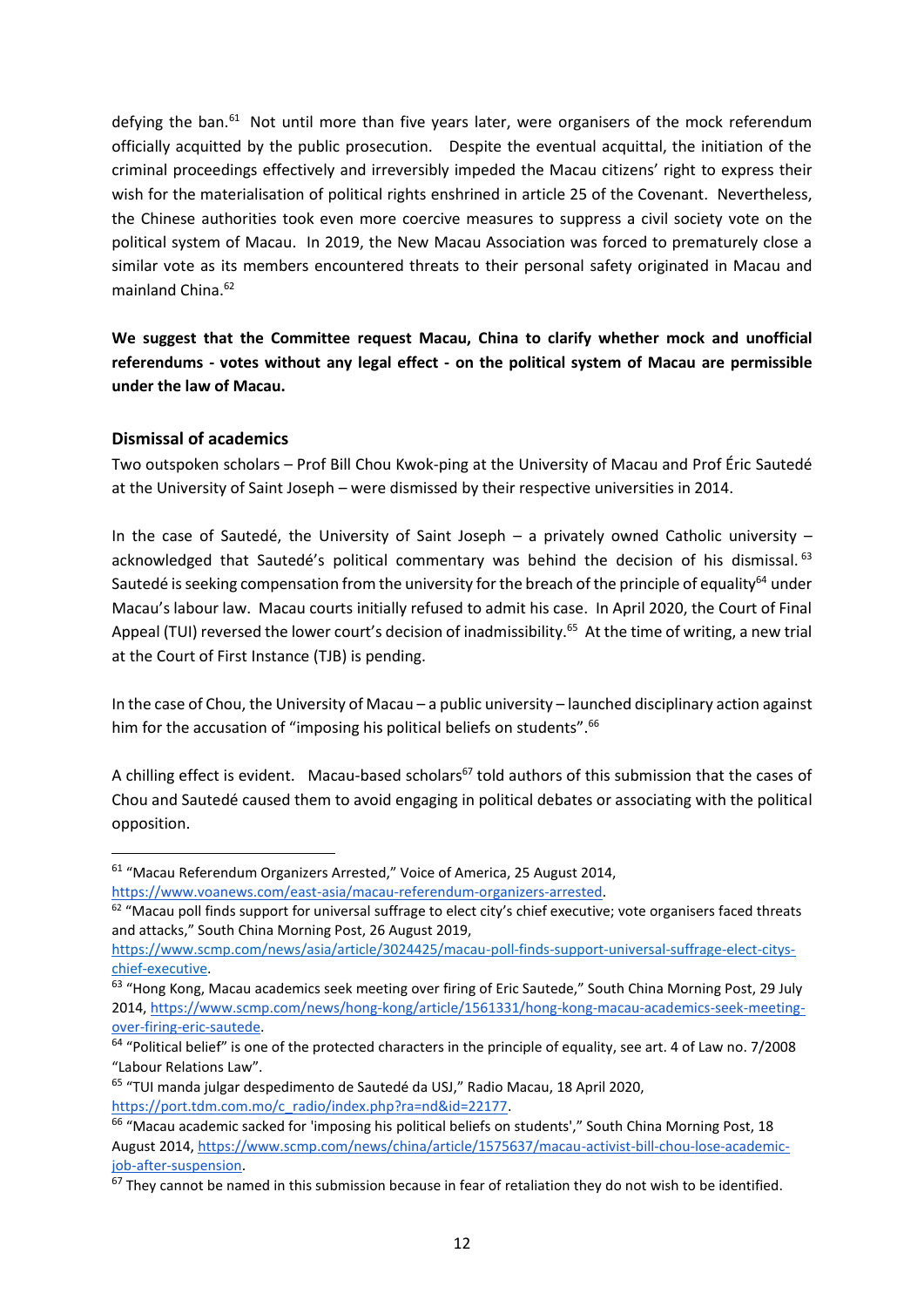defying the ban.[61] Not until more than five years later, were organisers of the mock referendum officially acquitted by the public prosecution. Despite the eventual acquittal, the initiation of the criminal proceedings effectively and irreversibly impeded the Macau citizens' right to express their wish for the materialisation of political rights enshrined in article 25 of the Covenant. Nevertheless, the Chinese authorities took even more coercive measures to suppress a civil society vote on the political system of Macau. In 2019, the New Macau Association was forced to prematurely close a similar vote as its members encountered threats to their personal safety originated in Macau and mainland China.[62]

**We suggest that the Committee request Macau, China to clarify whether mock and unofficial referendums - votes without any legal effect - on the political system of Macau are permissible under the law of Macau.**

### Dismissal of academics

Two outspoken scholars – Prof Bill Chou Kwok-ping at the University of Macau and Prof Éric Sautedé at the University of Saint Joseph – were dismissed by their respective universities in 2014.

In the case of Sautedé, the University of Saint Joseph – a privately owned Catholic university – acknowledged that Sautedé's political commentary was behind the decision of his dismissal.[63] Sautedé is seeking compensation from the university for the breach of the principle of equality[64] under Macau's labour law. Macau courts initially refused to admit his case. In April 2020, the Court of Final Appeal (TUI) reversed the lower court's decision of inadmissibility.[65] At the time of writing, a new trial at the Court of First Instance (TJB) is pending.

In the case of Chou, the University of Macau – a public university – launched disciplinary action against him for the accusation of "imposing his political beliefs on students".[66]

A chilling effect is evident. Macau-based scholars[67] told authors of this submission that the cases of Chou and Sautedé caused them to avoid engaging in political debates or associating with the political opposition.

---

[61] "Macau Referendum Organizers Arrested," Voice of America, 25 August 2014, https://www.voanews.com/east-asia/macau-referendum-organizers-arrested.

[62] "Macau poll finds support for universal suffrage to elect city's chief executive; vote organisers faced threats and attacks," South China Morning Post, 26 August 2019, https://www.scmp.com/news/asia/article/3024425/macau-poll-finds-support-universal-suffrage-elect-citys-chief-executive.

[63] "Hong Kong, Macau academics seek meeting over firing of Eric Sautede," South China Morning Post, 29 July 2014, https://www.scmp.com/news/hong-kong/article/1561331/hong-kong-macau-academics-seek-meeting-over-firing-eric-sautede.

[64] "Political belief" is one of the protected characters in the principle of equality, see art. 4 of Law no. 7/2008 "Labour Relations Law".

[65] "TUI manda julgar despedimento de Sautedé da USJ," Radio Macau, 18 April 2020, https://port.tdm.com.mo/c_radio/index.php?ra=nd&id=22177.

[66] "Macau academic sacked for 'imposing his political beliefs on students'," South China Morning Post, 18 August 2014, https://www.scmp.com/news/china/article/1575637/macau-activist-bill-chou-lose-academic-job-after-suspension.

[67] They cannot be named in this submission because in fear of retaliation they do not wish to be identified.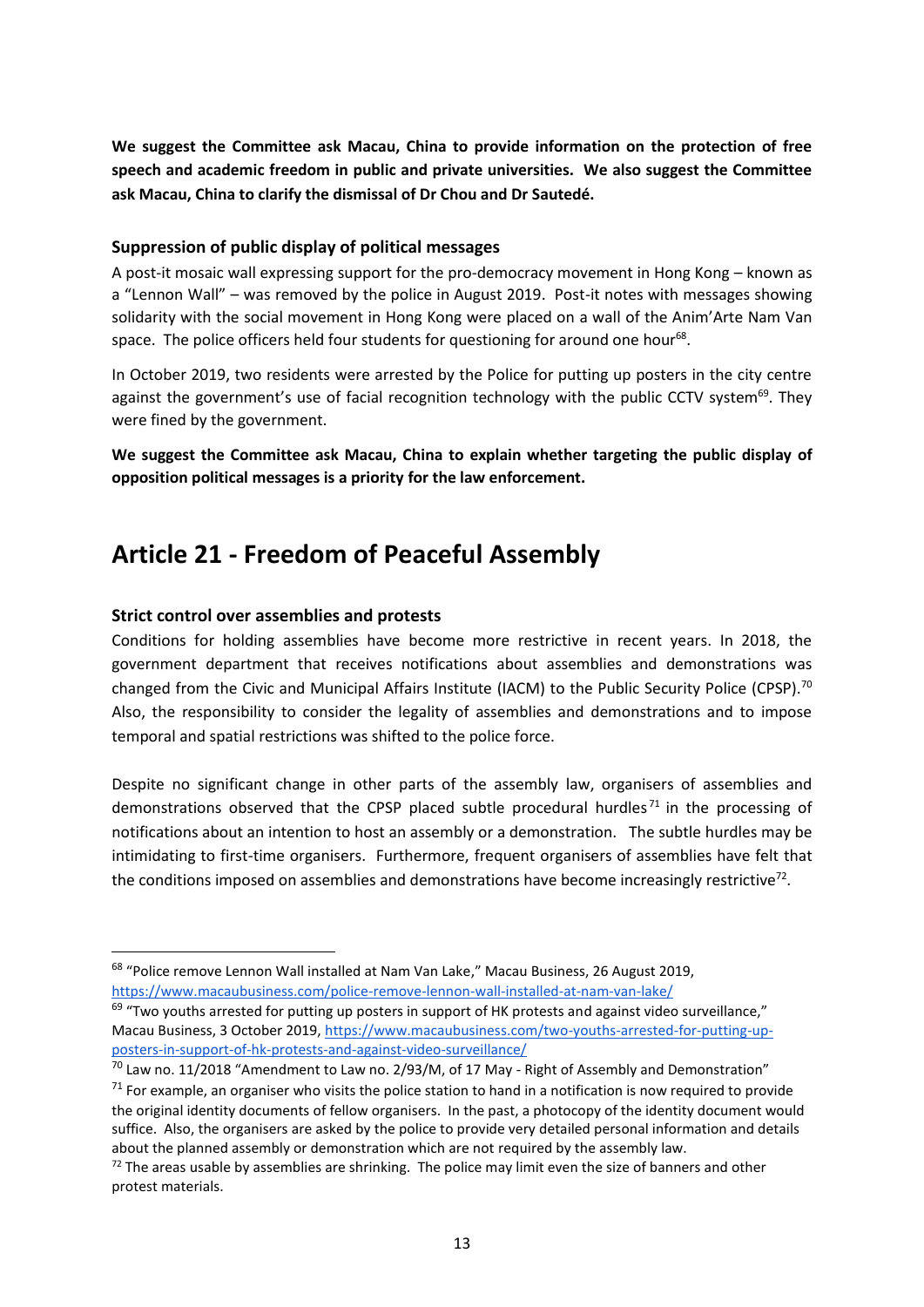**We suggest the Committee ask Macau, China to provide information on the protection of free speech and academic freedom in public and private universities. We also suggest the Committee ask Macau, China to clarify the dismissal of Dr Chou and Dr Sautedé.**

### Suppression of public display of political messages

A post-it mosaic wall expressing support for the pro-democracy movement in Hong Kong – known as a "Lennon Wall" – was removed by the police in August 2019. Post-it notes with messages showing solidarity with the social movement in Hong Kong were placed on a wall of the Anim'Arte Nam Van space. The police officers held four students for questioning for around one hour[68].

In October 2019, two residents were arrested by the Police for putting up posters in the city centre against the government's use of facial recognition technology with the public CCTV system[69]. They were fined by the government.

**We suggest the Committee ask Macau, China to explain whether targeting the public display of opposition political messages is a priority for the law enforcement.**

## Article 21 - Freedom of Peaceful Assembly

### Strict control over assemblies and protests

Conditions for holding assemblies have become more restrictive in recent years. In 2018, the government department that receives notifications about assemblies and demonstrations was changed from the Civic and Municipal Affairs Institute (IACM) to the Public Security Police (CPSP).[70] Also, the responsibility to consider the legality of assemblies and demonstrations and to impose temporal and spatial restrictions was shifted to the police force.

Despite no significant change in other parts of the assembly law, organisers of assemblies and demonstrations observed that the CPSP placed subtle procedural hurdles[71] in the processing of notifications about an intention to host an assembly or a demonstration. The subtle hurdles may be intimidating to first-time organisers. Furthermore, frequent organisers of assemblies have felt that the conditions imposed on assemblies and demonstrations have become increasingly restrictive[72].

---

[68] "Police remove Lennon Wall installed at Nam Van Lake," Macau Business, 26 August 2019, https://www.macaubusiness.com/police-remove-lennon-wall-installed-at-nam-van-lake/

[69] "Two youths arrested for putting up posters in support of HK protests and against video surveillance," Macau Business, 3 October 2019, https://www.macaubusiness.com/two-youths-arrested-for-putting-up-posters-in-support-of-hk-protests-and-against-video-surveillance/

[70] Law no. 11/2018 "Amendment to Law no. 2/93/M, of 17 May - Right of Assembly and Demonstration"

[71] For example, an organiser who visits the police station to hand in a notification is now required to provide the original identity documents of fellow organisers. In the past, a photocopy of the identity document would suffice. Also, the organisers are asked by the police to provide very detailed personal information and details about the planned assembly or demonstration which are not required by the assembly law.

[72] The areas usable by assemblies are shrinking. The police may limit even the size of banners and other protest materials.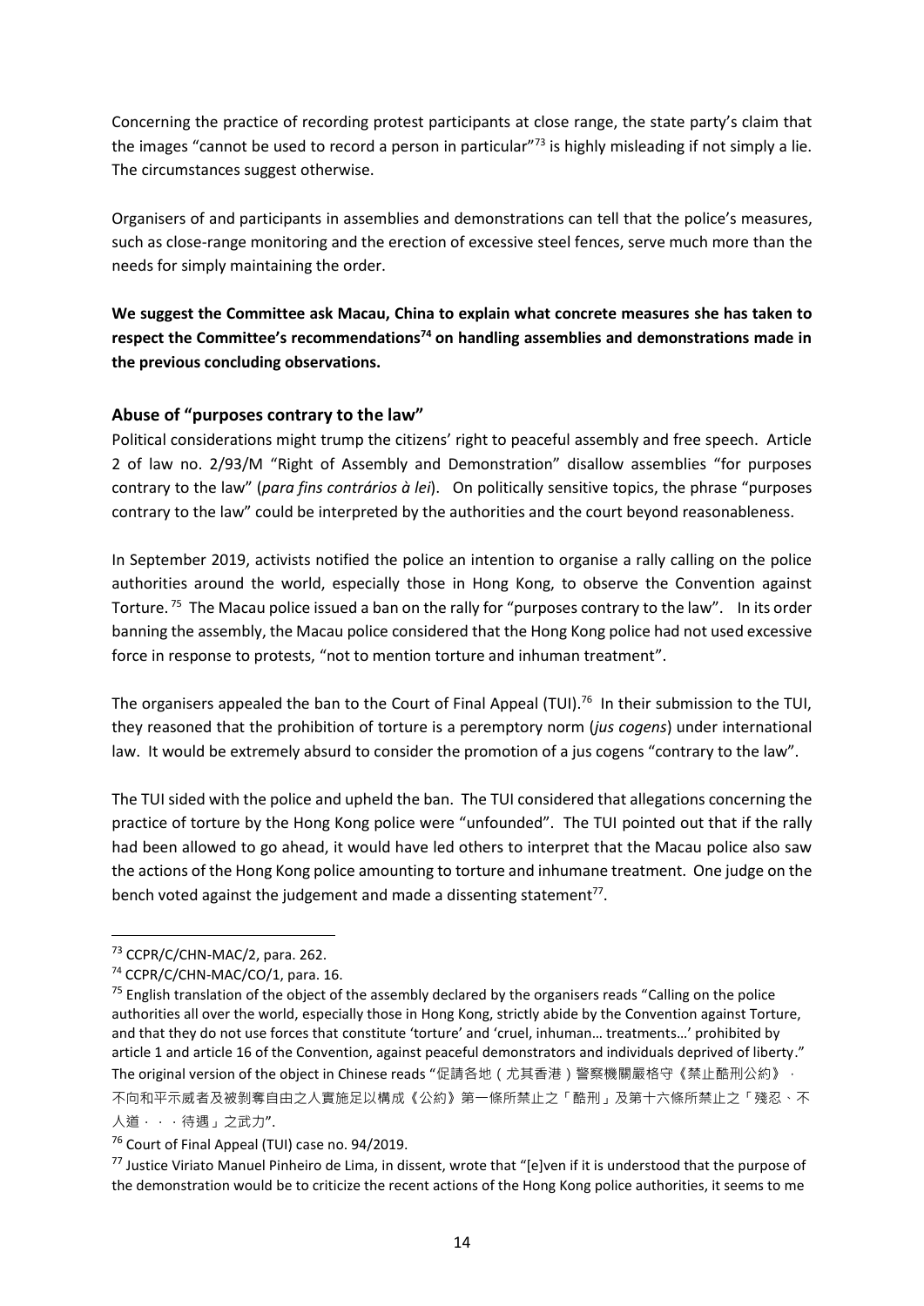Concerning the practice of recording protest participants at close range, the state party's claim that the images "cannot be used to record a person in particular"[73] is highly misleading if not simply a lie. The circumstances suggest otherwise.

Organisers of and participants in assemblies and demonstrations can tell that the police's measures, such as close-range monitoring and the erection of excessive steel fences, serve much more than the needs for simply maintaining the order.

**We suggest the Committee ask Macau, China to explain what concrete measures she has taken to respect the Committee's recommendations[74] on handling assemblies and demonstrations made in the previous concluding observations.**

### Abuse of "purposes contrary to the law"

Political considerations might trump the citizens' right to peaceful assembly and free speech. Article 2 of law no. 2/93/M "Right of Assembly and Demonstration" disallow assemblies "for purposes contrary to the law" (*para fins contrários à lei*). On politically sensitive topics, the phrase "purposes contrary to the law" could be interpreted by the authorities and the court beyond reasonableness.

In September 2019, activists notified the police an intention to organise a rally calling on the police authorities around the world, especially those in Hong Kong, to observe the Convention against Torture.[75] The Macau police issued a ban on the rally for "purposes contrary to the law". In its order banning the assembly, the Macau police considered that the Hong Kong police had not used excessive force in response to protests, "not to mention torture and inhuman treatment".

The organisers appealed the ban to the Court of Final Appeal (TUI).[76] In their submission to the TUI, they reasoned that the prohibition of torture is a peremptory norm (*jus cogens*) under international law. It would be extremely absurd to consider the promotion of a jus cogens "contrary to the law".

The TUI sided with the police and upheld the ban. The TUI considered that allegations concerning the practice of torture by the Hong Kong police were "unfounded". The TUI pointed out that if the rally had been allowed to go ahead, it would have led others to interpret that the Macau police also saw the actions of the Hong Kong police amounting to torture and inhumane treatment. One judge on the bench voted against the judgement and made a dissenting statement[77].

---

[73] CCPR/C/CHN-MAC/2, para. 262.

[74] CCPR/C/CHN-MAC/CO/1, para. 16.

[75] English translation of the object of the assembly declared by the organisers reads "Calling on the police authorities all over the world, especially those in Hong Kong, strictly abide by the Convention against Torture, and that they do not use forces that constitute 'torture' and 'cruel, inhuman… treatments…' prohibited by article 1 and article 16 of the Convention, against peaceful demonstrators and individuals deprived of liberty." The original version of the object in Chinese reads "促請各地（尤其香港）警察機關嚴格守《禁止酷刑公約》，不向和平示威者及被剝奪自由之人實施足以構成《公約》第一條所禁止之「酷刑」及第十六條所禁止之「殘忍、不人道・・・待遇」之武力".

[76] Court of Final Appeal (TUI) case no. 94/2019.

[77] Justice Viriato Manuel Pinheiro de Lima, in dissent, wrote that "[e]ven if it is understood that the purpose of the demonstration would be to criticize the recent actions of the Hong Kong police authorities, it seems to me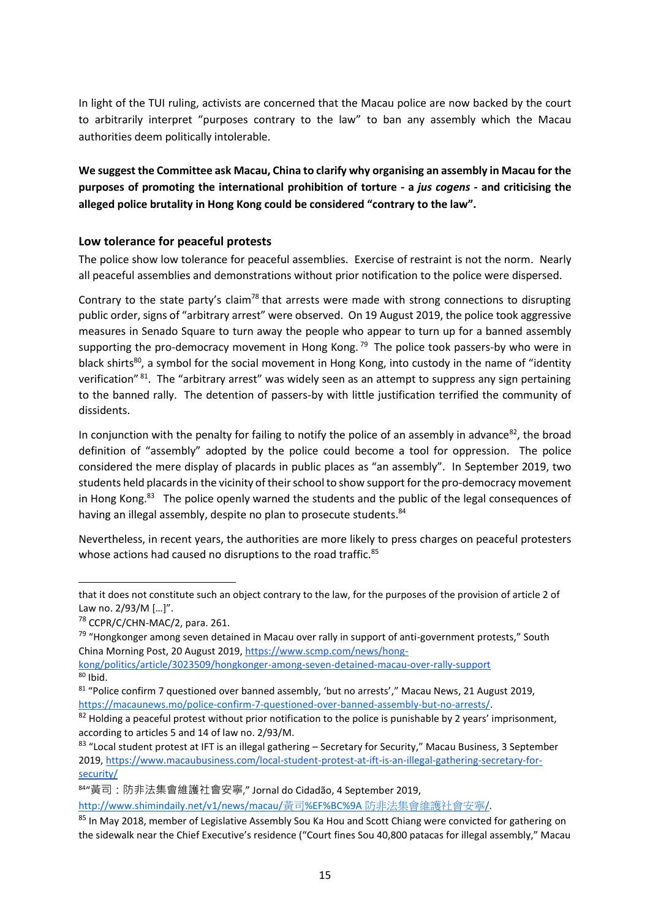In light of the TUI ruling, activists are concerned that the Macau police are now backed by the court to arbitrarily interpret "purposes contrary to the law" to ban any assembly which the Macau authorities deem politically intolerable.

**We suggest the Committee ask Macau, China to clarify why organising an assembly in Macau for the purposes of promoting the international prohibition of torture - a *jus cogens* - and criticising the alleged police brutality in Hong Kong could be considered "contrary to the law".**

## Low tolerance for peaceful protests

The police show low tolerance for peaceful assemblies. Exercise of restraint is not the norm. Nearly all peaceful assemblies and demonstrations without prior notification to the police were dispersed.

Contrary to the state party's claim[78] that arrests were made with strong connections to disrupting public order, signs of "arbitrary arrest" were observed. On 19 August 2019, the police took aggressive measures in Senado Square to turn away the people who appear to turn up for a banned assembly supporting the pro-democracy movement in Hong Kong.[79] The police took passers-by who were in black shirts[80], a symbol for the social movement in Hong Kong, into custody in the name of "identity verification"[81]. The "arbitrary arrest" was widely seen as an attempt to suppress any sign pertaining to the banned rally. The detention of passers-by with little justification terrified the community of dissidents.

In conjunction with the penalty for failing to notify the police of an assembly in advance[82], the broad definition of "assembly" adopted by the police could become a tool for oppression. The police considered the mere display of placards in public places as "an assembly". In September 2019, two students held placards in the vicinity of their school to show support for the pro-democracy movement in Hong Kong.[83] The police openly warned the students and the public of the legal consequences of having an illegal assembly, despite no plan to prosecute students.[84]

Nevertheless, in recent years, the authorities are more likely to press charges on peaceful protesters whose actions had caused no disruptions to the road traffic.[85]

---

that it does not constitute such an object contrary to the law, for the purposes of the provision of article 2 of Law no. 2/93/M […]".

[78] CCPR/C/CHN-MAC/2, para. 261.

[79] "Hongkonger among seven detained in Macau over rally in support of anti-government protests," South China Morning Post, 20 August 2019, https://www.scmp.com/news/hong-kong/politics/article/3023509/hongkonger-among-seven-detained-macau-over-rally-support

[80] Ibid.

[81] "Police confirm 7 questioned over banned assembly, 'but no arrests'," Macau News, 21 August 2019, https://macaunews.mo/police-confirm-7-questioned-over-banned-assembly-but-no-arrests/.

[82] Holding a peaceful protest without prior notification to the police is punishable by 2 years' imprisonment, according to articles 5 and 14 of law no. 2/93/M.

[83] "Local student protest at IFT is an illegal gathering – Secretary for Security," Macau Business, 3 September 2019, https://www.macaubusiness.com/local-student-protest-at-ift-is-an-illegal-gathering-secretary-for-security/

[84] "黃司：防非法集會維護社會安寧," Jornal do Cidadão, 4 September 2019, http://www.shimindaily.net/v1/news/macau/黃司%EF%BC%9A 防非法集會維護社會安寧/.

[85] In May 2018, member of Legislative Assembly Sou Ka Hou and Scott Chiang were convicted for gathering on the sidewalk near the Chief Executive's residence ("Court fines Sou 40,800 patacas for illegal assembly," Macau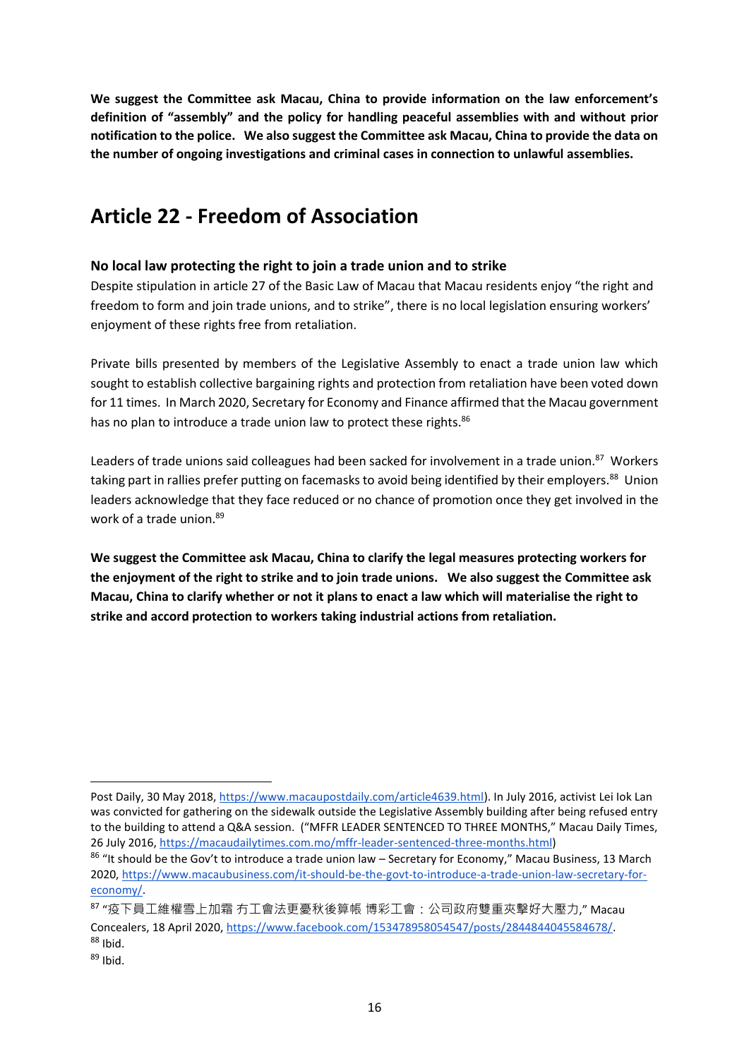**We suggest the Committee ask Macau, China to provide information on the law enforcement's definition of "assembly" and the policy for handling peaceful assemblies with and without prior notification to the police. We also suggest the Committee ask Macau, China to provide the data on the number of ongoing investigations and criminal cases in connection to unlawful assemblies.**

## Article 22 - Freedom of Association

### No local law protecting the right to join a trade union and to strike

Despite stipulation in article 27 of the Basic Law of Macau that Macau residents enjoy "the right and freedom to form and join trade unions, and to strike", there is no local legislation ensuring workers' enjoyment of these rights free from retaliation.

Private bills presented by members of the Legislative Assembly to enact a trade union law which sought to establish collective bargaining rights and protection from retaliation have been voted down for 11 times. In March 2020, Secretary for Economy and Finance affirmed that the Macau government has no plan to introduce a trade union law to protect these rights.[86]

Leaders of trade unions said colleagues had been sacked for involvement in a trade union.[87] Workers taking part in rallies prefer putting on facemasks to avoid being identified by their employers.[88] Union leaders acknowledge that they face reduced or no chance of promotion once they get involved in the work of a trade union.[89]

**We suggest the Committee ask Macau, China to clarify the legal measures protecting workers for the enjoyment of the right to strike and to join trade unions. We also suggest the Committee ask Macau, China to clarify whether or not it plans to enact a law which will materialise the right to strike and accord protection to workers taking industrial actions from retaliation.**

---

Post Daily, 30 May 2018, https://www.macaupostdaily.com/article4639.html). In July 2016, activist Lei Iok Lan was convicted for gathering on the sidewalk outside the Legislative Assembly building after being refused entry to the building to attend a Q&A session. ("MFFR LEADER SENTENCED TO THREE MONTHS," Macau Daily Times, 26 July 2016, https://macaudailytimes.com.mo/mffr-leader-sentenced-three-months.html)

[86] "It should be the Gov't to introduce a trade union law – Secretary for Economy," Macau Business, 13 March 2020, https://www.macaubusiness.com/it-should-be-the-govt-to-introduce-a-trade-union-law-secretary-for-economy/.

[87] "疫下員工維權雪上加霜 冇工會法更憂秋後算帳 博彩工會：公司政府雙重夾擊好大壓力," Macau Concealers, 18 April 2020, https://www.facebook.com/153478958054547/posts/2844844045584678/.

[88] Ibid.

[89] Ibid.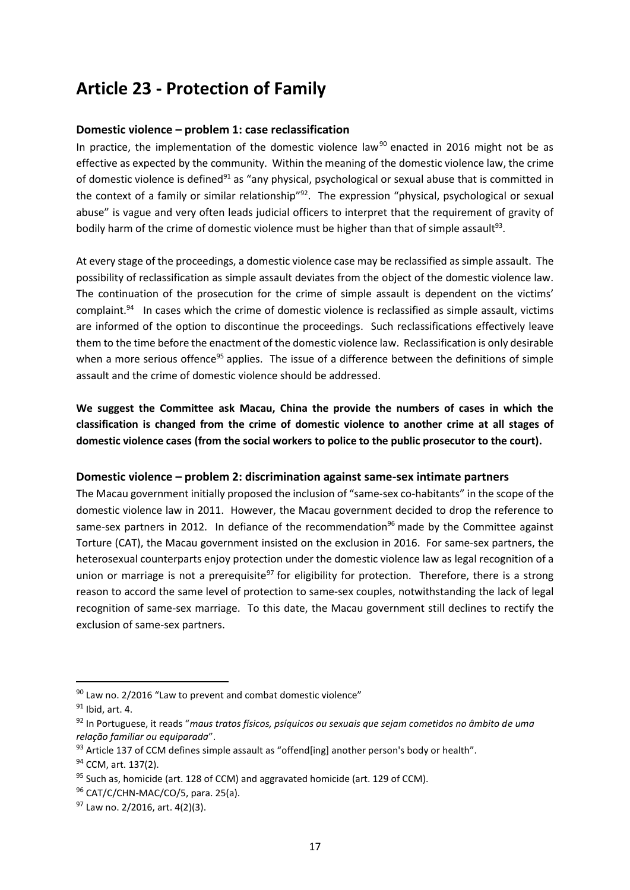# Article 23 - Protection of Family

### Domestic violence – problem 1: case reclassification

In practice, the implementation of the domestic violence law[90] enacted in 2016 might not be as effective as expected by the community. Within the meaning of the domestic violence law, the crime of domestic violence is defined[91] as "any physical, psychological or sexual abuse that is committed in the context of a family or similar relationship"[92]. The expression "physical, psychological or sexual abuse" is vague and very often leads judicial officers to interpret that the requirement of gravity of bodily harm of the crime of domestic violence must be higher than that of simple assault[93].

At every stage of the proceedings, a domestic violence case may be reclassified as simple assault. The possibility of reclassification as simple assault deviates from the object of the domestic violence law. The continuation of the prosecution for the crime of simple assault is dependent on the victims' complaint.[94] In cases which the crime of domestic violence is reclassified as simple assault, victims are informed of the option to discontinue the proceedings. Such reclassifications effectively leave them to the time before the enactment of the domestic violence law. Reclassification is only desirable when a more serious offence[95] applies. The issue of a difference between the definitions of simple assault and the crime of domestic violence should be addressed.

**We suggest the Committee ask Macau, China the provide the numbers of cases in which the classification is changed from the crime of domestic violence to another crime at all stages of domestic violence cases (from the social workers to police to the public prosecutor to the court).**

### Domestic violence – problem 2: discrimination against same-sex intimate partners

The Macau government initially proposed the inclusion of "same-sex co-habitants" in the scope of the domestic violence law in 2011. However, the Macau government decided to drop the reference to same-sex partners in 2012. In defiance of the recommendation[96] made by the Committee against Torture (CAT), the Macau government insisted on the exclusion in 2016. For same-sex partners, the heterosexual counterparts enjoy protection under the domestic violence law as legal recognition of a union or marriage is not a prerequisite[97] for eligibility for protection. Therefore, there is a strong reason to accord the same level of protection to same-sex couples, notwithstanding the lack of legal recognition of same-sex marriage. To this date, the Macau government still declines to rectify the exclusion of same-sex partners.

---

[90] Law no. 2/2016 "Law to prevent and combat domestic violence"

[91] Ibid, art. 4.

[92] In Portuguese, it reads "*maus tratos físicos, psíquicos ou sexuais que sejam cometidos no âmbito de uma relação familiar ou equiparada*".

[93] Article 137 of CCM defines simple assault as "offend[ing] another person's body or health".

[94] CCM, art. 137(2).

[95] Such as, homicide (art. 128 of CCM) and aggravated homicide (art. 129 of CCM).

[96] CAT/C/CHN-MAC/CO/5, para. 25(a).

[97] Law no. 2/2016, art. 4(2)(3).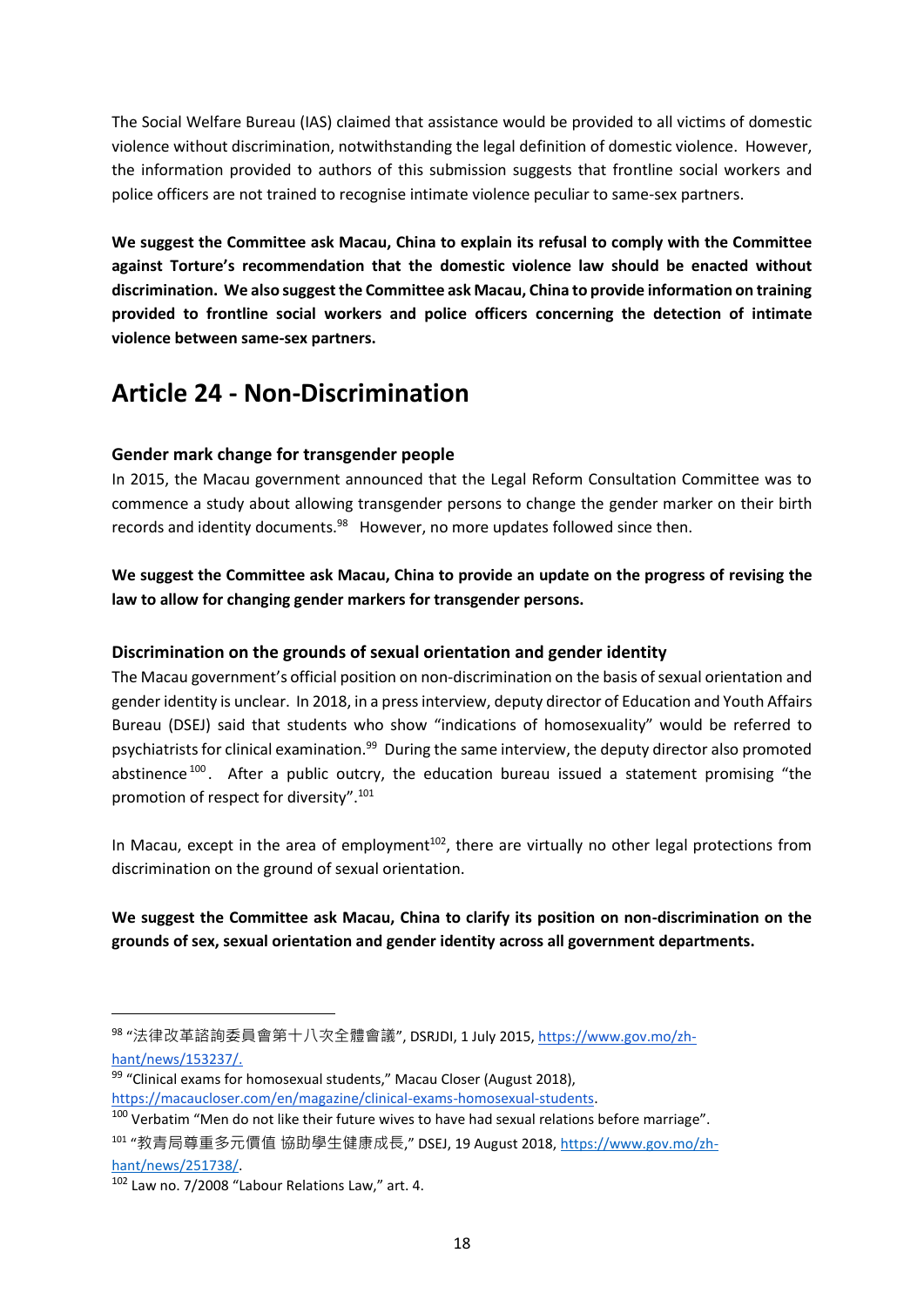The Social Welfare Bureau (IAS) claimed that assistance would be provided to all victims of domestic violence without discrimination, notwithstanding the legal definition of domestic violence. However, the information provided to authors of this submission suggests that frontline social workers and police officers are not trained to recognise intimate violence peculiar to same-sex partners.

**We suggest the Committee ask Macau, China to explain its refusal to comply with the Committee against Torture's recommendation that the domestic violence law should be enacted without discrimination. We also suggest the Committee ask Macau, China to provide information on training provided to frontline social workers and police officers concerning the detection of intimate violence between same-sex partners.**

## Article 24 - Non-Discrimination

### Gender mark change for transgender people

In 2015, the Macau government announced that the Legal Reform Consultation Committee was to commence a study about allowing transgender persons to change the gender marker on their birth records and identity documents.[98] However, no more updates followed since then.

**We suggest the Committee ask Macau, China to provide an update on the progress of revising the law to allow for changing gender markers for transgender persons.**

### Discrimination on the grounds of sexual orientation and gender identity

The Macau government's official position on non-discrimination on the basis of sexual orientation and gender identity is unclear. In 2018, in a press interview, deputy director of Education and Youth Affairs Bureau (DSEJ) said that students who show "indications of homosexuality" would be referred to psychiatrists for clinical examination.[99] During the same interview, the deputy director also promoted abstinence[100]. After a public outcry, the education bureau issued a statement promising "the promotion of respect for diversity".[101]

In Macau, except in the area of employment[102], there are virtually no other legal protections from discrimination on the ground of sexual orientation.

**We suggest the Committee ask Macau, China to clarify its position on non-discrimination on the grounds of sex, sexual orientation and gender identity across all government departments.**

---

[98] "法律改革諮詢委員會第十八次全體會議", DSRJDI, 1 July 2015, https://www.gov.mo/zh-hant/news/153237/.

[99] "Clinical exams for homosexual students," Macau Closer (August 2018), https://macaucloser.com/en/magazine/clinical-exams-homosexual-students.

[100] Verbatim "Men do not like their future wives to have had sexual relations before marriage".

[101] "教青局尊重多元價值 協助學生健康成長," DSEJ, 19 August 2018, https://www.gov.mo/zh-hant/news/251738/.

[102] Law no. 7/2008 "Labour Relations Law," art. 4.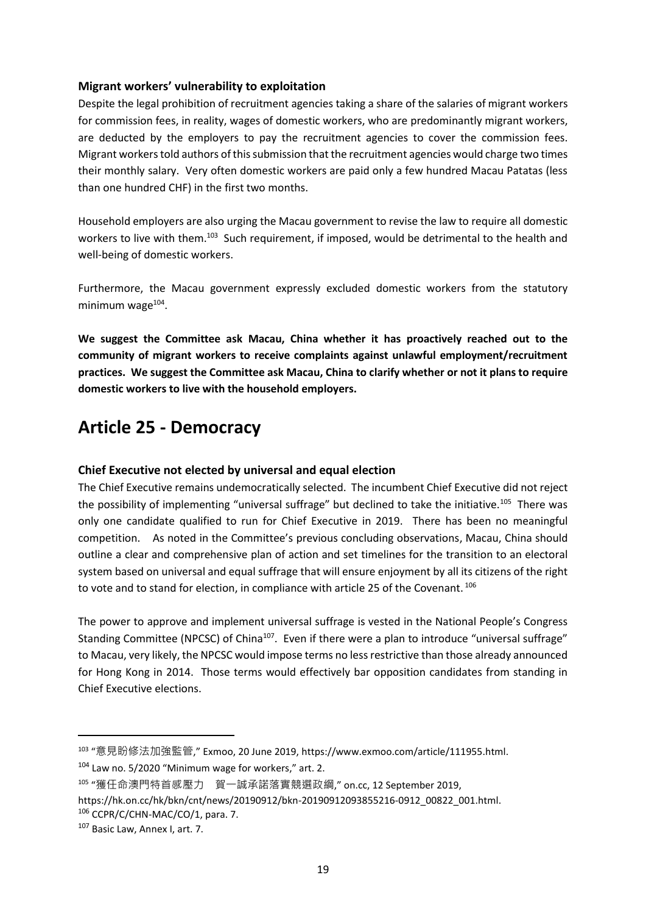### Migrant workers' vulnerability to exploitation

Despite the legal prohibition of recruitment agencies taking a share of the salaries of migrant workers for commission fees, in reality, wages of domestic workers, who are predominantly migrant workers, are deducted by the employers to pay the recruitment agencies to cover the commission fees. Migrant workers told authors of this submission that the recruitment agencies would charge two times their monthly salary. Very often domestic workers are paid only a few hundred Macau Patatas (less than one hundred CHF) in the first two months.

Household employers are also urging the Macau government to revise the law to require all domestic workers to live with them.[103] Such requirement, if imposed, would be detrimental to the health and well-being of domestic workers.

Furthermore, the Macau government expressly excluded domestic workers from the statutory minimum wage[104].

**We suggest the Committee ask Macau, China whether it has proactively reached out to the community of migrant workers to receive complaints against unlawful employment/recruitment practices. We suggest the Committee ask Macau, China to clarify whether or not it plans to require domestic workers to live with the household employers.**

# Article 25 - Democracy

### Chief Executive not elected by universal and equal election

The Chief Executive remains undemocratically selected. The incumbent Chief Executive did not reject the possibility of implementing "universal suffrage" but declined to take the initiative.[105] There was only one candidate qualified to run for Chief Executive in 2019. There has been no meaningful competition. As noted in the Committee's previous concluding observations, Macau, China should outline a clear and comprehensive plan of action and set timelines for the transition to an electoral system based on universal and equal suffrage that will ensure enjoyment by all its citizens of the right to vote and to stand for election, in compliance with article 25 of the Covenant.[106]

The power to approve and implement universal suffrage is vested in the National People's Congress Standing Committee (NPCSC) of China[107]. Even if there were a plan to introduce "universal suffrage" to Macau, very likely, the NPCSC would impose terms no less restrictive than those already announced for Hong Kong in 2014. Those terms would effectively bar opposition candidates from standing in Chief Executive elections.

---

[103] "意見盼修法加強監管," Exmoo, 20 June 2019, https://www.exmoo.com/article/111955.html.

[104] Law no. 5/2020 "Minimum wage for workers," art. 2.

[105] "獲任命澳門特首感壓力　賀一誠承諾落實競選政綱," on.cc, 12 September 2019, https://hk.on.cc/hk/bkn/cnt/news/20190912/bkn-20190912093855216-0912_00822_001.html.

[106] CCPR/C/CHN-MAC/CO/1, para. 7.

[107] Basic Law, Annex I, art. 7.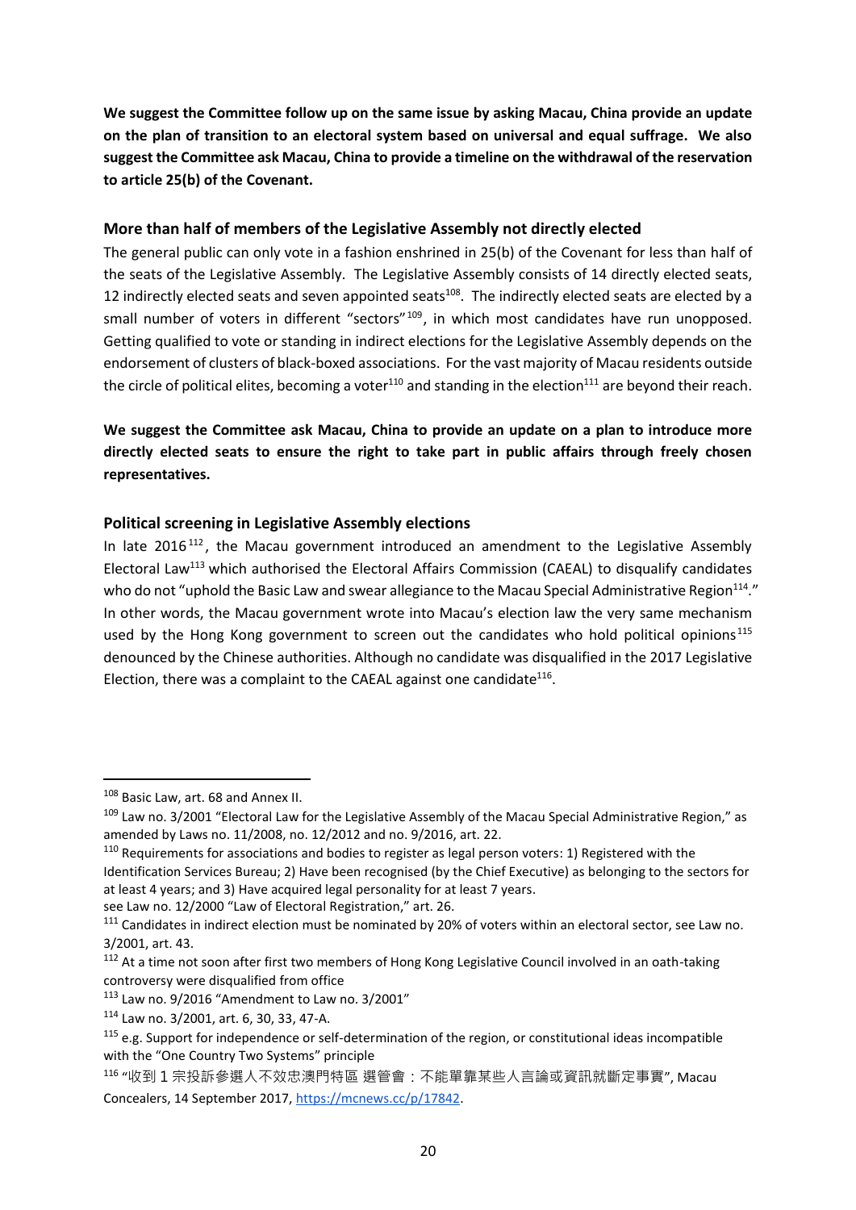**We suggest the Committee follow up on the same issue by asking Macau, China provide an update on the plan of transition to an electoral system based on universal and equal suffrage. We also suggest the Committee ask Macau, China to provide a timeline on the withdrawal of the reservation to article 25(b) of the Covenant.**

### More than half of members of the Legislative Assembly not directly elected

The general public can only vote in a fashion enshrined in 25(b) of the Covenant for less than half of the seats of the Legislative Assembly. The Legislative Assembly consists of 14 directly elected seats, 12 indirectly elected seats and seven appointed seats[108]. The indirectly elected seats are elected by a small number of voters in different "sectors"[109], in which most candidates have run unopposed. Getting qualified to vote or standing in indirect elections for the Legislative Assembly depends on the endorsement of clusters of black-boxed associations. For the vast majority of Macau residents outside the circle of political elites, becoming a voter[110] and standing in the election[111] are beyond their reach.

**We suggest the Committee ask Macau, China to provide an update on a plan to introduce more directly elected seats to ensure the right to take part in public affairs through freely chosen representatives.**

### Political screening in Legislative Assembly elections

In late 2016[112], the Macau government introduced an amendment to the Legislative Assembly Electoral Law[113] which authorised the Electoral Affairs Commission (CAEAL) to disqualify candidates who do not "uphold the Basic Law and swear allegiance to the Macau Special Administrative Region[114]." In other words, the Macau government wrote into Macau's election law the very same mechanism used by the Hong Kong government to screen out the candidates who hold political opinions[115] denounced by the Chinese authorities. Although no candidate was disqualified in the 2017 Legislative Election, there was a complaint to the CAEAL against one candidate[116].

---

[108] Basic Law, art. 68 and Annex II.

[109] Law no. 3/2001 "Electoral Law for the Legislative Assembly of the Macau Special Administrative Region," as amended by Laws no. 11/2008, no. 12/2012 and no. 9/2016, art. 22.

[110] Requirements for associations and bodies to register as legal person voters: 1) Registered with the Identification Services Bureau; 2) Have been recognised (by the Chief Executive) as belonging to the sectors for at least 4 years; and 3) Have acquired legal personality for at least 7 years.
see Law no. 12/2000 "Law of Electoral Registration," art. 26.

[111] Candidates in indirect election must be nominated by 20% of voters within an electoral sector, see Law no. 3/2001, art. 43.

[112] At a time not soon after first two members of Hong Kong Legislative Council involved in an oath-taking controversy were disqualified from office

[113] Law no. 9/2016 "Amendment to Law no. 3/2001"

[114] Law no. 3/2001, art. 6, 30, 33, 47-A.

[115] e.g. Support for independence or self-determination of the region, or constitutional ideas incompatible with the "One Country Two Systems" principle

[116] "收到 1 宗投訴參選人不效忠澳門特區 選管會：不能單靠某些人言論或資訊就斷定事實", Macau Concealers, 14 September 2017, https://mcnews.cc/p/17842.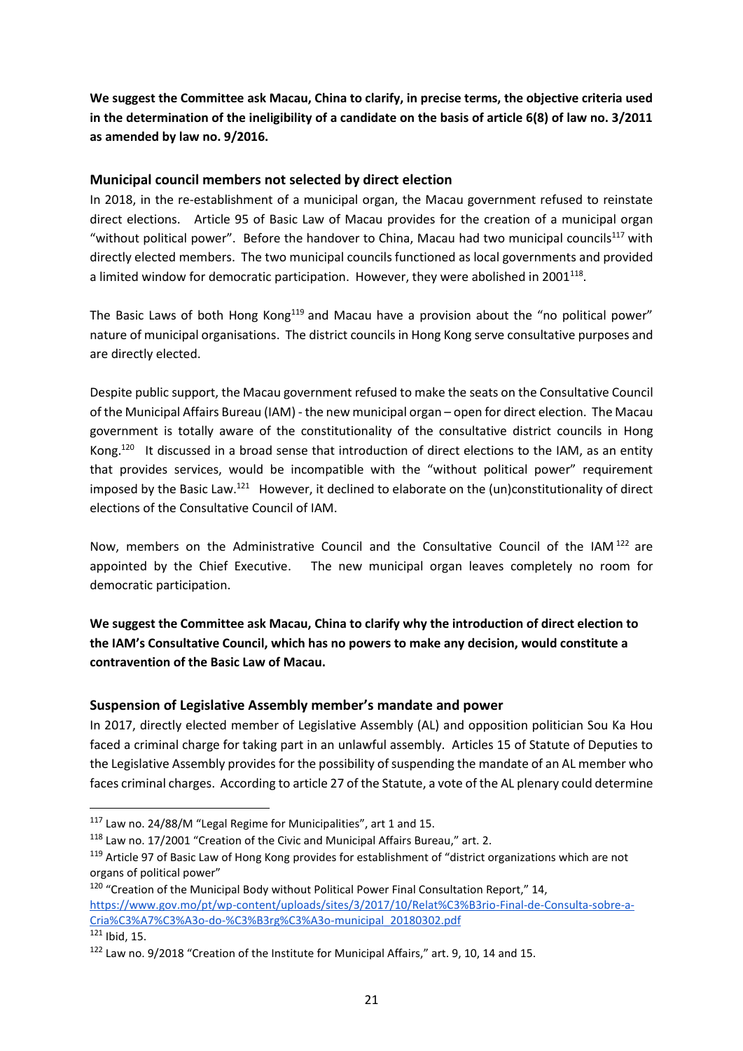**We suggest the Committee ask Macau, China to clarify, in precise terms, the objective criteria used in the determination of the ineligibility of a candidate on the basis of article 6(8) of law no. 3/2011 as amended by law no. 9/2016.**

### Municipal council members not selected by direct election

In 2018, in the re-establishment of a municipal organ, the Macau government refused to reinstate direct elections. Article 95 of Basic Law of Macau provides for the creation of a municipal organ "without political power". Before the handover to China, Macau had two municipal councils[117] with directly elected members. The two municipal councils functioned as local governments and provided a limited window for democratic participation. However, they were abolished in 2001[118].

The Basic Laws of both Hong Kong[119] and Macau have a provision about the "no political power" nature of municipal organisations. The district councils in Hong Kong serve consultative purposes and are directly elected.

Despite public support, the Macau government refused to make the seats on the Consultative Council of the Municipal Affairs Bureau (IAM) - the new municipal organ – open for direct election. The Macau government is totally aware of the constitutionality of the consultative district councils in Hong Kong.[120] It discussed in a broad sense that introduction of direct elections to the IAM, as an entity that provides services, would be incompatible with the "without political power" requirement imposed by the Basic Law.[121] However, it declined to elaborate on the (un)constitutionality of direct elections of the Consultative Council of IAM.

Now, members on the Administrative Council and the Consultative Council of the IAM[122] are appointed by the Chief Executive. The new municipal organ leaves completely no room for democratic participation.

**We suggest the Committee ask Macau, China to clarify why the introduction of direct election to the IAM's Consultative Council, which has no powers to make any decision, would constitute a contravention of the Basic Law of Macau.**

### Suspension of Legislative Assembly member's mandate and power

In 2017, directly elected member of Legislative Assembly (AL) and opposition politician Sou Ka Hou faced a criminal charge for taking part in an unlawful assembly. Articles 15 of Statute of Deputies to the Legislative Assembly provides for the possibility of suspending the mandate of an AL member who faces criminal charges. According to article 27 of the Statute, a vote of the AL plenary could determine

---

[117] Law no. 24/88/M "Legal Regime for Municipalities", art 1 and 15.

[118] Law no. 17/2001 "Creation of the Civic and Municipal Affairs Bureau," art. 2.

[119] Article 97 of Basic Law of Hong Kong provides for establishment of "district organizations which are not organs of political power"

[120] "Creation of the Municipal Body without Political Power Final Consultation Report," 14, https://www.gov.mo/pt/wp-content/uploads/sites/3/2017/10/Relat%C3%B3rio-Final-de-Consulta-sobre-a-Cria%C3%A7%C3%A3o-do-%C3%B3rg%C3%A3o-municipal_20180302.pdf

[121] Ibid, 15.

[122] Law no. 9/2018 "Creation of the Institute for Municipal Affairs," art. 9, 10, 14 and 15.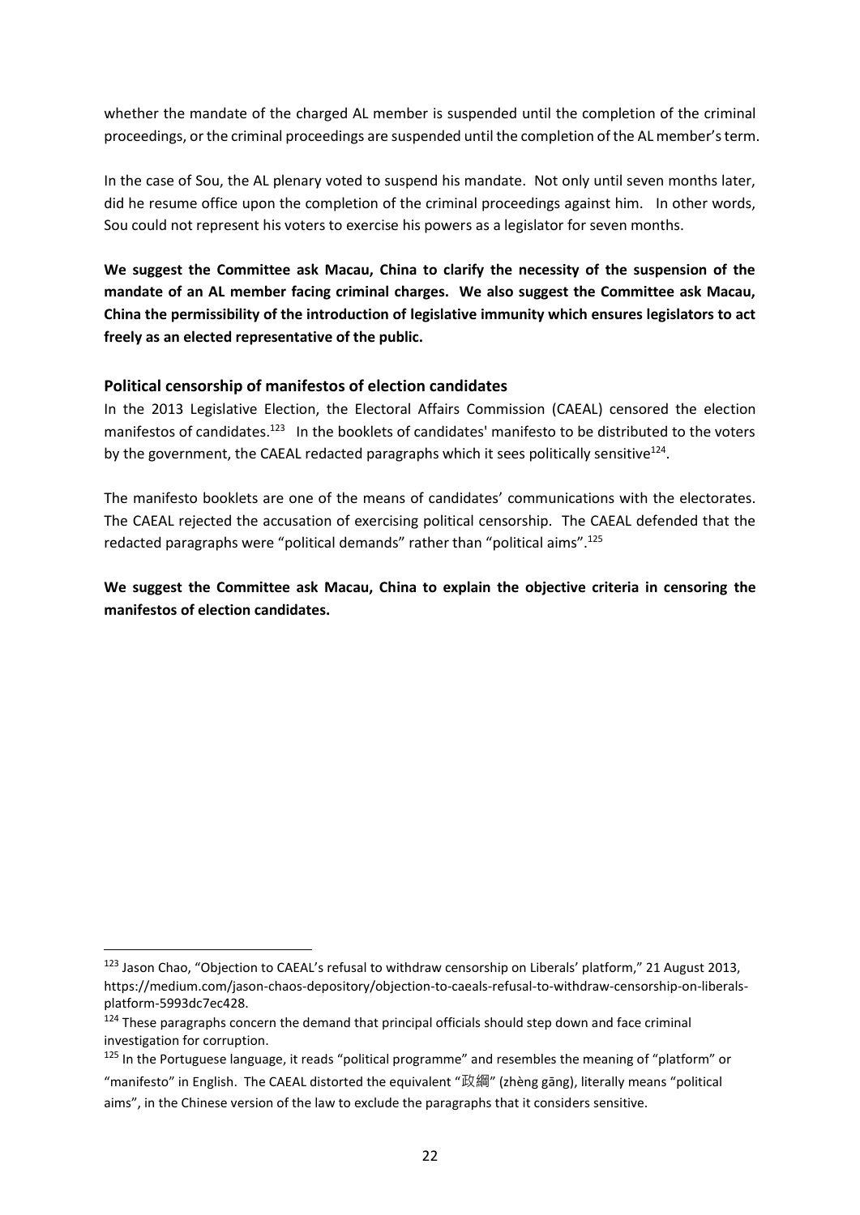whether the mandate of the charged AL member is suspended until the completion of the criminal proceedings, or the criminal proceedings are suspended until the completion of the AL member's term.

In the case of Sou, the AL plenary voted to suspend his mandate. Not only until seven months later, did he resume office upon the completion of the criminal proceedings against him. In other words, Sou could not represent his voters to exercise his powers as a legislator for seven months.

**We suggest the Committee ask Macau, China to clarify the necessity of the suspension of the mandate of an AL member facing criminal charges. We also suggest the Committee ask Macau, China the permissibility of the introduction of legislative immunity which ensures legislators to act freely as an elected representative of the public.**

### Political censorship of manifestos of election candidates

In the 2013 Legislative Election, the Electoral Affairs Commission (CAEAL) censored the election manifestos of candidates.[123] In the booklets of candidates' manifesto to be distributed to the voters by the government, the CAEAL redacted paragraphs which it sees politically sensitive[124].

The manifesto booklets are one of the means of candidates' communications with the electorates. The CAEAL rejected the accusation of exercising political censorship. The CAEAL defended that the redacted paragraphs were "political demands" rather than "political aims".[125]

**We suggest the Committee ask Macau, China to explain the objective criteria in censoring the manifestos of election candidates.**

---

[123] Jason Chao, "Objection to CAEAL's refusal to withdraw censorship on Liberals' platform," 21 August 2013, https://medium.com/jason-chaos-depository/objection-to-caeals-refusal-to-withdraw-censorship-on-liberals-platform-5993dc7ec428.

[124] These paragraphs concern the demand that principal officials should step down and face criminal investigation for corruption.

[125] In the Portuguese language, it reads "political programme" and resembles the meaning of "platform" or "manifesto" in English. The CAEAL distorted the equivalent "政綱" (zhèng gāng), literally means "political aims", in the Chinese version of the law to exclude the paragraphs that it considers sensitive.